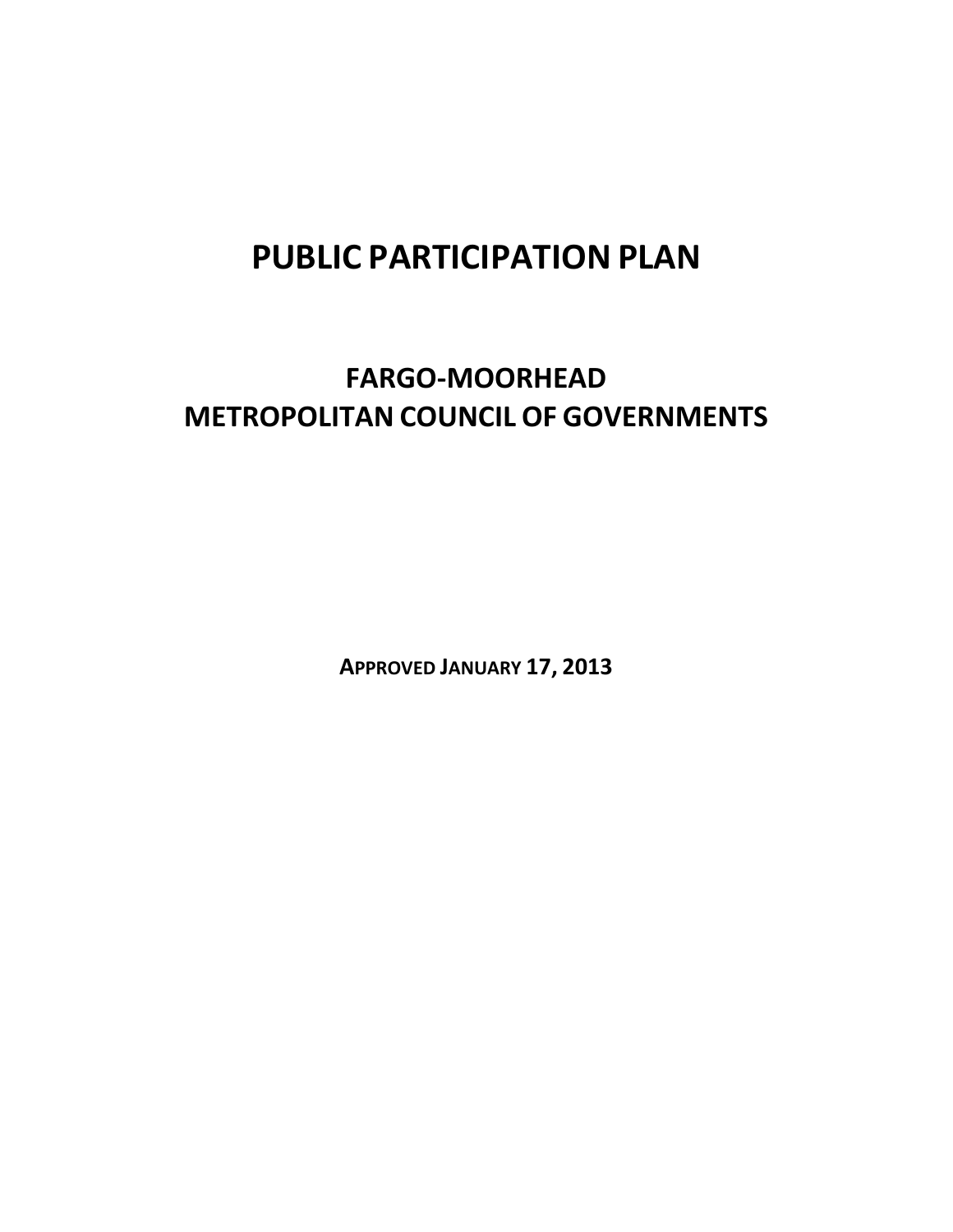# PUBLIC PARTICIPATION PLAN

## FARGO-MOORHEAD METROPOLITAN COUNCIL OF GOVERNMENTS

**APPROVED JANUARY 17, 2013**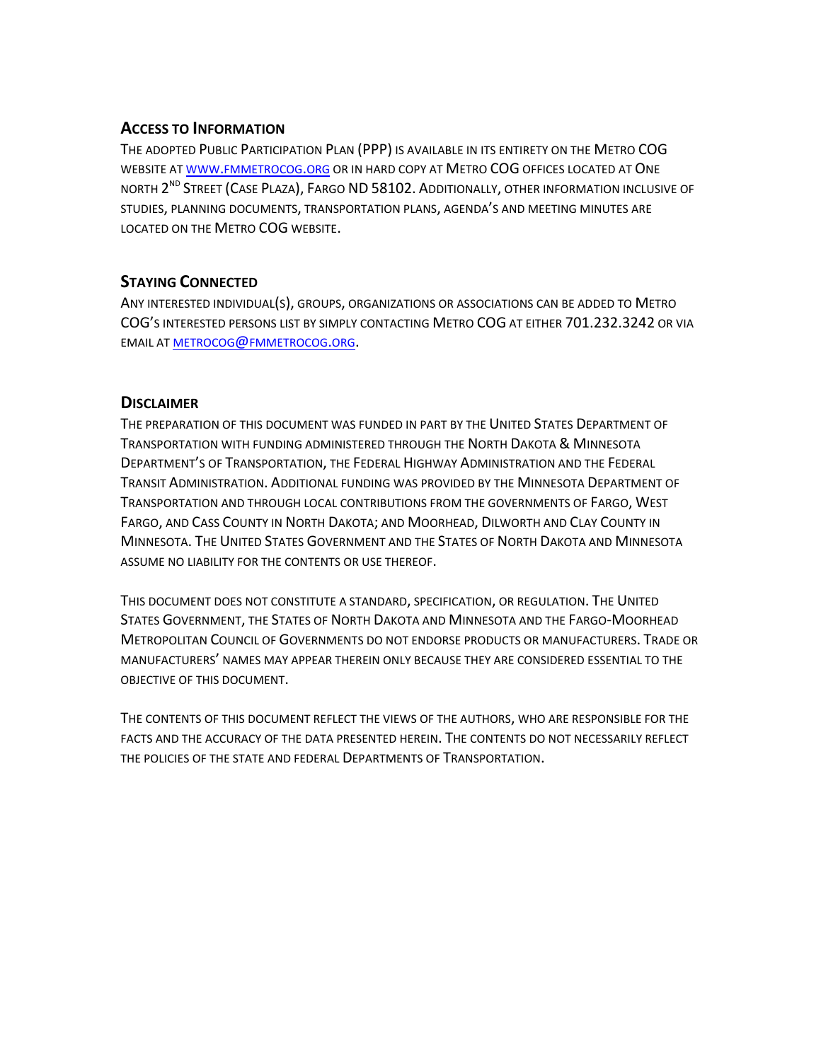## Access to Information

The adopted Public Participation Plan (PPP) is available in its entirety on the Metro COG website at www.fmmetrocog.org or in hard copy at Metro COG offices located at One North 2nd Street (Case Plaza), Fargo ND 58102. Additionally, other information inclusive of studies, planning documents, transportation plans, agenda's and meeting minutes are located on the Metro COG website.

## Staying Connected

Any interested individual(s), groups, organizations or associations can be added to Metro COG's interested persons list by simply contacting Metro COG at either 701.232.3242 or via email at metrocog@fmmetrocog.org.

## Disclaimer

The preparation of this document was funded in part by the United States Department of Transportation with funding administered through the North Dakota & Minnesota Department's of Transportation, the Federal Highway Administration and the Federal Transit Administration. Additional funding was provided by the Minnesota Department of Transportation and through local contributions from the governments of Fargo, West Fargo, and Cass County in North Dakota; and Moorhead, Dilworth and Clay County in Minnesota. The United States Government and the States of North Dakota and Minnesota assume no liability for the contents or use thereof.

This document does not constitute a standard, specification, or regulation. The United States Government, the States of North Dakota and Minnesota and the Fargo-Moorhead Metropolitan Council of Governments do not endorse products or manufacturers. Trade or manufacturers' names may appear therein only because they are considered essential to the objective of this document.

The contents of this document reflect the views of the authors, who are responsible for the facts and the accuracy of the data presented herein. The contents do not necessarily reflect the policies of the state and federal Departments of Transportation.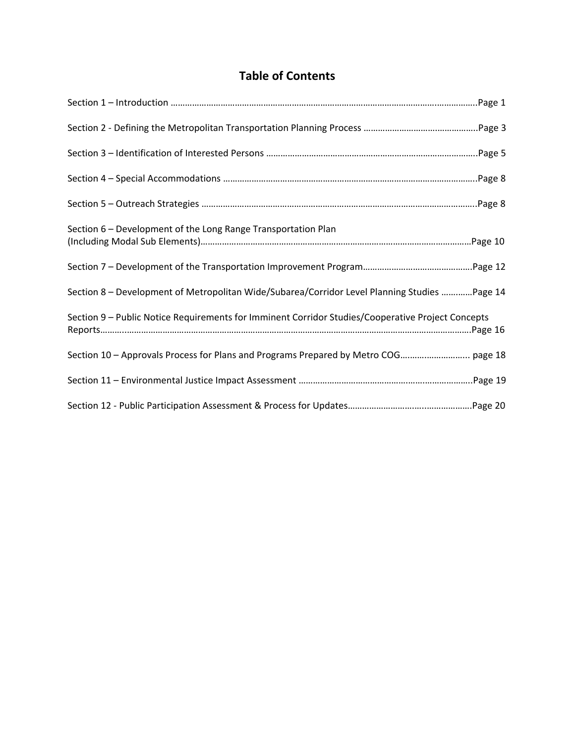# Table of Contents

Section 1 – Introduction ……………………………………………………………………………………….…………….Page 1

Section 2 - Defining the Metropolitan Transportation Planning Process ……………………………….……….Page 3

Section 3 – Identification of Interested Persons …………………………………………………………………….Page 5

Section 4 – Special Accommodations ……………………………………………………………………………………..Page 8

Section 5 – Outreach Strategies ………………………………………………………………………………………….Page 8

Section 6 – Development of the Long Range Transportation Plan (Including Modal Sub Elements)……………………………………………………………………………………………Page 10

Section 7 – Development of the Transportation Improvement Program……………………………………….Page 12

Section 8 – Development of Metropolitan Wide/Subarea/Corridor Level Planning Studies …………Page 14

Section 9 – Public Notice Requirements for Imminent Corridor Studies/Cooperative Project Concepts Reports……..………………………………………………………………………………………………………………Page 16

Section 10 – Approvals Process for Plans and Programs Prepared by Metro COG……..………………... page 18

Section 11 – Environmental Justice Impact Assessment ……………………………………….…………………..Page 19

Section 12 - Public Participation Assessment & Process for Updates…………………………..……………….Page 20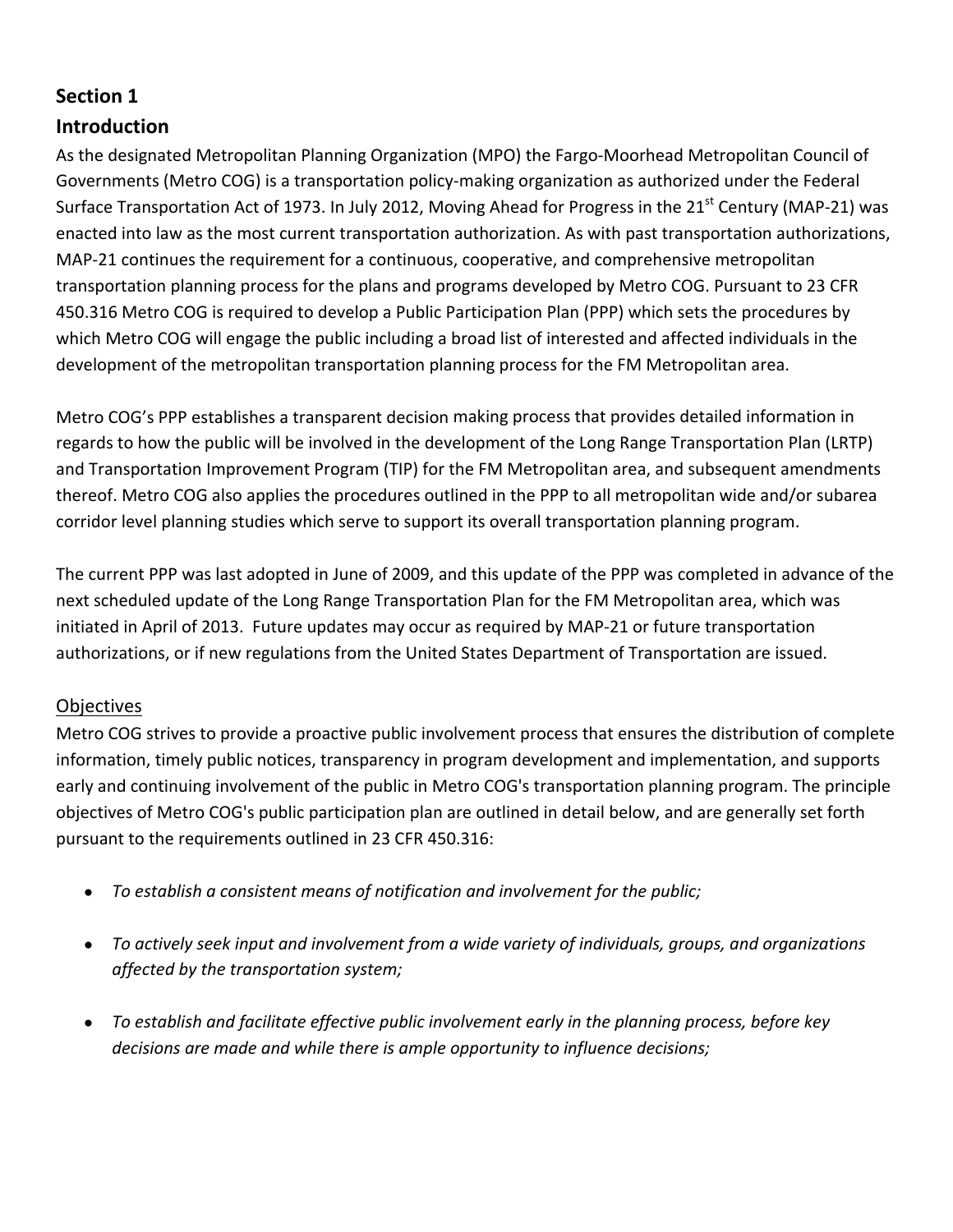## Section 1

## Introduction

As the designated Metropolitan Planning Organization (MPO) the Fargo-Moorhead Metropolitan Council of Governments (Metro COG) is a transportation policy-making organization as authorized under the Federal Surface Transportation Act of 1973. In July 2012, Moving Ahead for Progress in the 21st Century (MAP-21) was enacted into law as the most current transportation authorization. As with past transportation authorizations, MAP-21 continues the requirement for a continuous, cooperative, and comprehensive metropolitan transportation planning process for the plans and programs developed by Metro COG. Pursuant to 23 CFR 450.316 Metro COG is required to develop a Public Participation Plan (PPP) which sets the procedures by which Metro COG will engage the public including a broad list of interested and affected individuals in the development of the metropolitan transportation planning process for the FM Metropolitan area.

Metro COG's PPP establishes a transparent decision making process that provides detailed information in regards to how the public will be involved in the development of the Long Range Transportation Plan (LRTP) and Transportation Improvement Program (TIP) for the FM Metropolitan area, and subsequent amendments thereof. Metro COG also applies the procedures outlined in the PPP to all metropolitan wide and/or subarea corridor level planning studies which serve to support its overall transportation planning program.

The current PPP was last adopted in June of 2009, and this update of the PPP was completed in advance of the next scheduled update of the Long Range Transportation Plan for the FM Metropolitan area, which was initiated in April of 2013. Future updates may occur as required by MAP-21 or future transportation authorizations, or if new regulations from the United States Department of Transportation are issued.

### Objectives

Metro COG strives to provide a proactive public involvement process that ensures the distribution of complete information, timely public notices, transparency in program development and implementation, and supports early and continuing involvement of the public in Metro COG's transportation planning program. The principle objectives of Metro COG's public participation plan are outlined in detail below, and are generally set forth pursuant to the requirements outlined in 23 CFR 450.316:

- *To establish a consistent means of notification and involvement for the public;*
- *To actively seek input and involvement from a wide variety of individuals, groups, and organizations affected by the transportation system;*
- *To establish and facilitate effective public involvement early in the planning process, before key decisions are made and while there is ample opportunity to influence decisions;*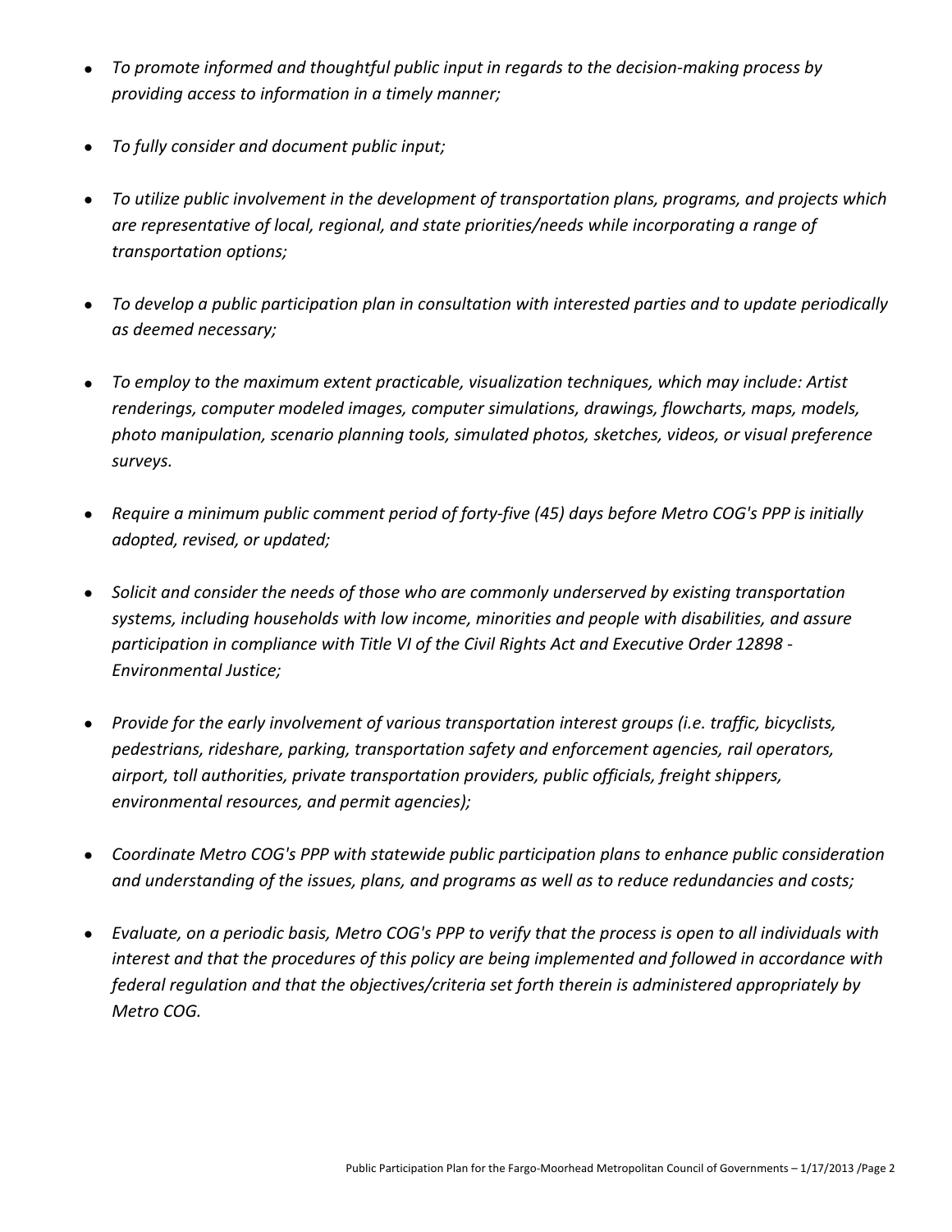- *To promote informed and thoughtful public input in regards to the decision-making process by providing access to information in a timely manner;*

- *To fully consider and document public input;*

- *To utilize public involvement in the development of transportation plans, programs, and projects which are representative of local, regional, and state priorities/needs while incorporating a range of transportation options;*

- *To develop a public participation plan in consultation with interested parties and to update periodically as deemed necessary;*

- *To employ to the maximum extent practicable, visualization techniques, which may include: Artist renderings, computer modeled images, computer simulations, drawings, flowcharts, maps, models, photo manipulation, scenario planning tools, simulated photos, sketches, videos, or visual preference surveys.*

- *Require a minimum public comment period of forty-five (45) days before Metro COG's PPP is initially adopted, revised, or updated;*

- *Solicit and consider the needs of those who are commonly underserved by existing transportation systems, including households with low income, minorities and people with disabilities, and assure participation in compliance with Title VI of the Civil Rights Act and Executive Order 12898 - Environmental Justice;*

- *Provide for the early involvement of various transportation interest groups (i.e. traffic, bicyclists, pedestrians, rideshare, parking, transportation safety and enforcement agencies, rail operators, airport, toll authorities, private transportation providers, public officials, freight shippers, environmental resources, and permit agencies);*

- *Coordinate Metro COG's PPP with statewide public participation plans to enhance public consideration and understanding of the issues, plans, and programs as well as to reduce redundancies and costs;*

- *Evaluate, on a periodic basis, Metro COG's PPP to verify that the process is open to all individuals with interest and that the procedures of this policy are being implemented and followed in accordance with federal regulation and that the objectives/criteria set forth therein is administered appropriately by Metro COG.*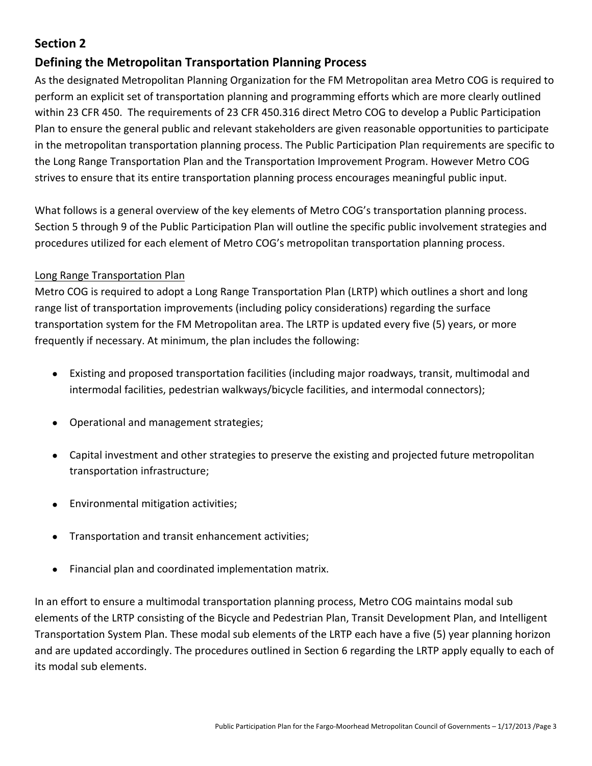## Section 2

## Defining the Metropolitan Transportation Planning Process

As the designated Metropolitan Planning Organization for the FM Metropolitan area Metro COG is required to perform an explicit set of transportation planning and programming efforts which are more clearly outlined within 23 CFR 450. The requirements of 23 CFR 450.316 direct Metro COG to develop a Public Participation Plan to ensure the general public and relevant stakeholders are given reasonable opportunities to participate in the metropolitan transportation planning process. The Public Participation Plan requirements are specific to the Long Range Transportation Plan and the Transportation Improvement Program. However Metro COG strives to ensure that its entire transportation planning process encourages meaningful public input.

What follows is a general overview of the key elements of Metro COG's transportation planning process. Section 5 through 9 of the Public Participation Plan will outline the specific public involvement strategies and procedures utilized for each element of Metro COG's metropolitan transportation planning process.

Long Range Transportation Plan

Metro COG is required to adopt a Long Range Transportation Plan (LRTP) which outlines a short and long range list of transportation improvements (including policy considerations) regarding the surface transportation system for the FM Metropolitan area. The LRTP is updated every five (5) years, or more frequently if necessary. At minimum, the plan includes the following:

- Existing and proposed transportation facilities (including major roadways, transit, multimodal and intermodal facilities, pedestrian walkways/bicycle facilities, and intermodal connectors);
- Operational and management strategies;
- Capital investment and other strategies to preserve the existing and projected future metropolitan transportation infrastructure;
- Environmental mitigation activities;
- Transportation and transit enhancement activities;
- Financial plan and coordinated implementation matrix.

In an effort to ensure a multimodal transportation planning process, Metro COG maintains modal sub elements of the LRTP consisting of the Bicycle and Pedestrian Plan, Transit Development Plan, and Intelligent Transportation System Plan. These modal sub elements of the LRTP each have a five (5) year planning horizon and are updated accordingly. The procedures outlined in Section 6 regarding the LRTP apply equally to each of its modal sub elements.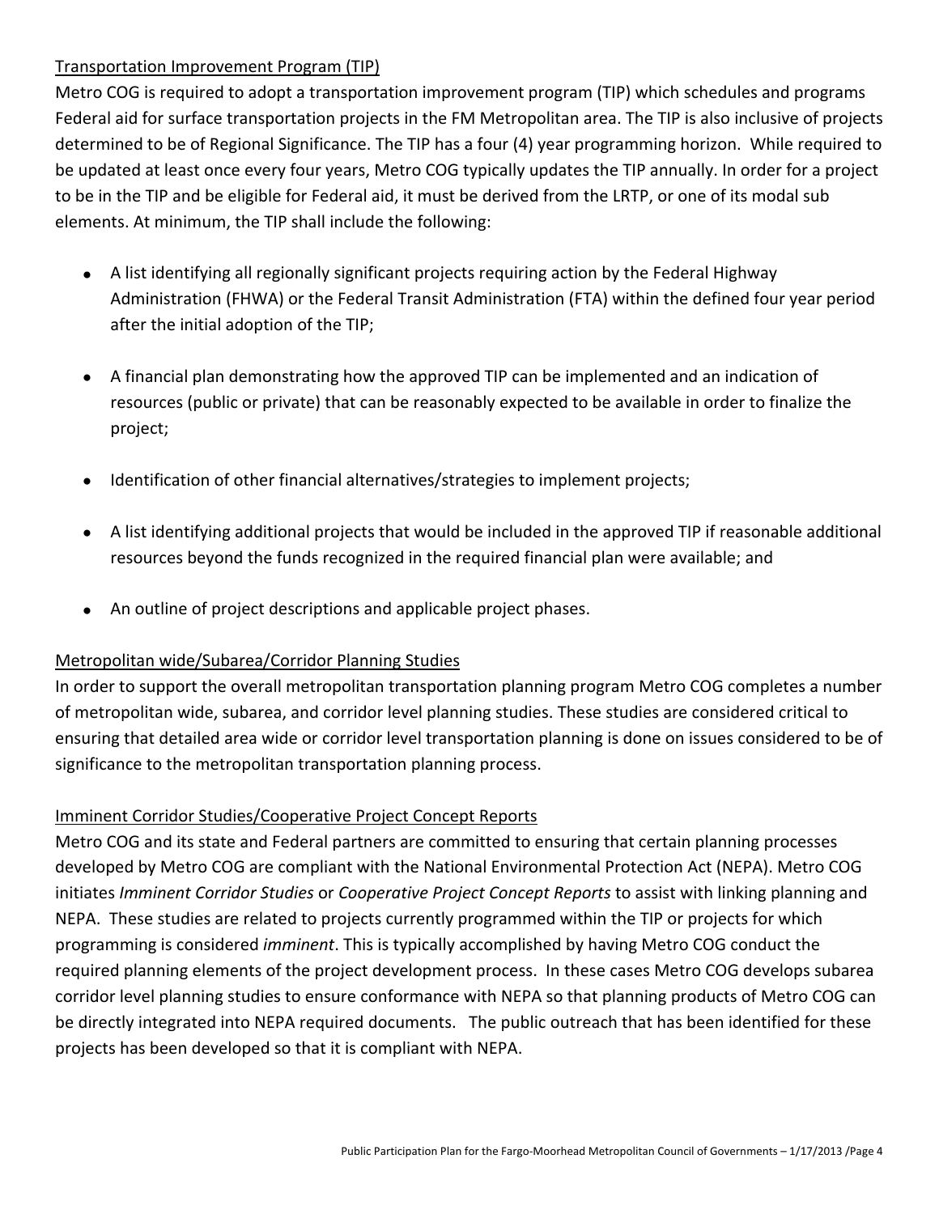### Transportation Improvement Program (TIP)

Metro COG is required to adopt a transportation improvement program (TIP) which schedules and programs Federal aid for surface transportation projects in the FM Metropolitan area. The TIP is also inclusive of projects determined to be of Regional Significance. The TIP has a four (4) year programming horizon. While required to be updated at least once every four years, Metro COG typically updates the TIP annually. In order for a project to be in the TIP and be eligible for Federal aid, it must be derived from the LRTP, or one of its modal sub elements. At minimum, the TIP shall include the following:

- A list identifying all regionally significant projects requiring action by the Federal Highway Administration (FHWA) or the Federal Transit Administration (FTA) within the defined four year period after the initial adoption of the TIP;
- A financial plan demonstrating how the approved TIP can be implemented and an indication of resources (public or private) that can be reasonably expected to be available in order to finalize the project;
- Identification of other financial alternatives/strategies to implement projects;
- A list identifying additional projects that would be included in the approved TIP if reasonable additional resources beyond the funds recognized in the required financial plan were available; and
- An outline of project descriptions and applicable project phases.

### Metropolitan wide/Subarea/Corridor Planning Studies

In order to support the overall metropolitan transportation planning program Metro COG completes a number of metropolitan wide, subarea, and corridor level planning studies. These studies are considered critical to ensuring that detailed area wide or corridor level transportation planning is done on issues considered to be of significance to the metropolitan transportation planning process.

### Imminent Corridor Studies/Cooperative Project Concept Reports

Metro COG and its state and Federal partners are committed to ensuring that certain planning processes developed by Metro COG are compliant with the National Environmental Protection Act (NEPA). Metro COG initiates *Imminent Corridor Studies* or *Cooperative Project Concept Reports* to assist with linking planning and NEPA. These studies are related to projects currently programmed within the TIP or projects for which programming is considered *imminent*. This is typically accomplished by having Metro COG conduct the required planning elements of the project development process. In these cases Metro COG develops subarea corridor level planning studies to ensure conformance with NEPA so that planning products of Metro COG can be directly integrated into NEPA required documents. The public outreach that has been identified for these projects has been developed so that it is compliant with NEPA.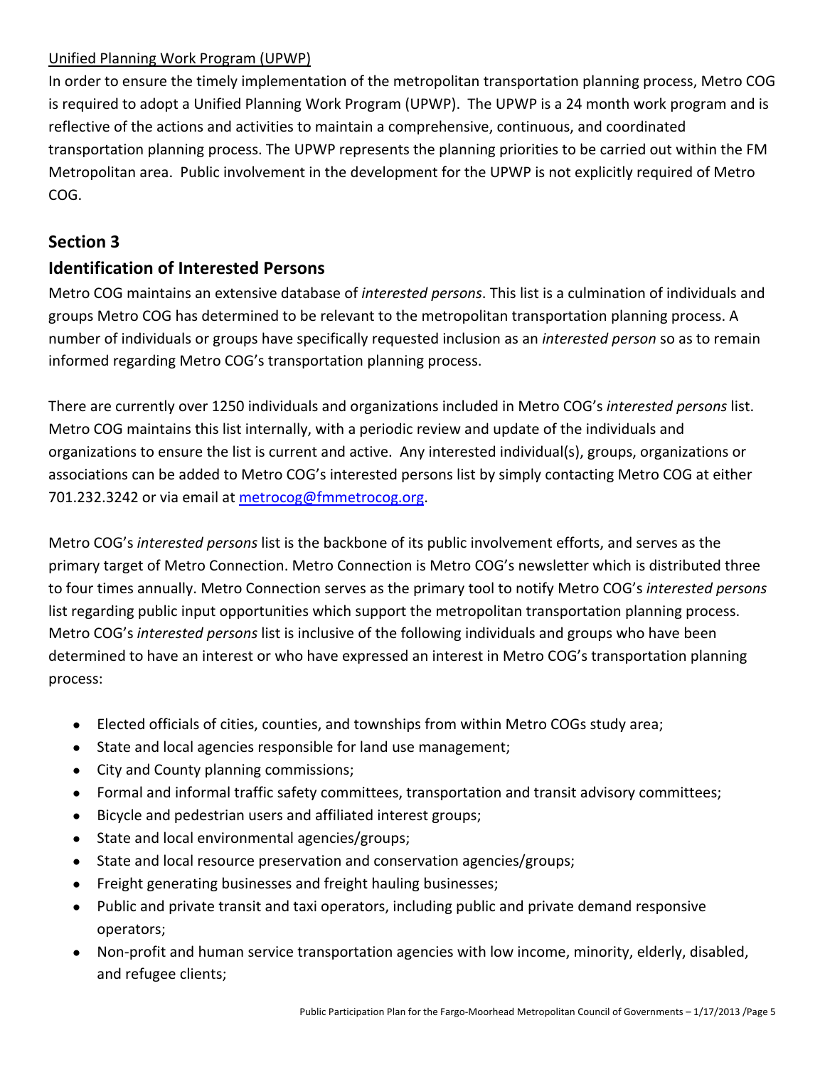Unified Planning Work Program (UPWP)

In order to ensure the timely implementation of the metropolitan transportation planning process, Metro COG is required to adopt a Unified Planning Work Program (UPWP). The UPWP is a 24 month work program and is reflective of the actions and activities to maintain a comprehensive, continuous, and coordinated transportation planning process. The UPWP represents the planning priorities to be carried out within the FM Metropolitan area. Public involvement in the development for the UPWP is not explicitly required of Metro COG.

## Section 3

## Identification of Interested Persons

Metro COG maintains an extensive database of *interested persons*. This list is a culmination of individuals and groups Metro COG has determined to be relevant to the metropolitan transportation planning process. A number of individuals or groups have specifically requested inclusion as an *interested person* so as to remain informed regarding Metro COG's transportation planning process.

There are currently over 1250 individuals and organizations included in Metro COG's *interested persons* list. Metro COG maintains this list internally, with a periodic review and update of the individuals and organizations to ensure the list is current and active. Any interested individual(s), groups, organizations or associations can be added to Metro COG's interested persons list by simply contacting Metro COG at either 701.232.3242 or via email at metrocog@fmmetrocog.org.

Metro COG's *interested persons* list is the backbone of its public involvement efforts, and serves as the primary target of Metro Connection. Metro Connection is Metro COG's newsletter which is distributed three to four times annually. Metro Connection serves as the primary tool to notify Metro COG's *interested persons* list regarding public input opportunities which support the metropolitan transportation planning process. Metro COG's *interested persons* list is inclusive of the following individuals and groups who have been determined to have an interest or who have expressed an interest in Metro COG's transportation planning process:

- Elected officials of cities, counties, and townships from within Metro COGs study area;
- State and local agencies responsible for land use management;
- City and County planning commissions;
- Formal and informal traffic safety committees, transportation and transit advisory committees;
- Bicycle and pedestrian users and affiliated interest groups;
- State and local environmental agencies/groups;
- State and local resource preservation and conservation agencies/groups;
- Freight generating businesses and freight hauling businesses;
- Public and private transit and taxi operators, including public and private demand responsive operators;
- Non-profit and human service transportation agencies with low income, minority, elderly, disabled, and refugee clients;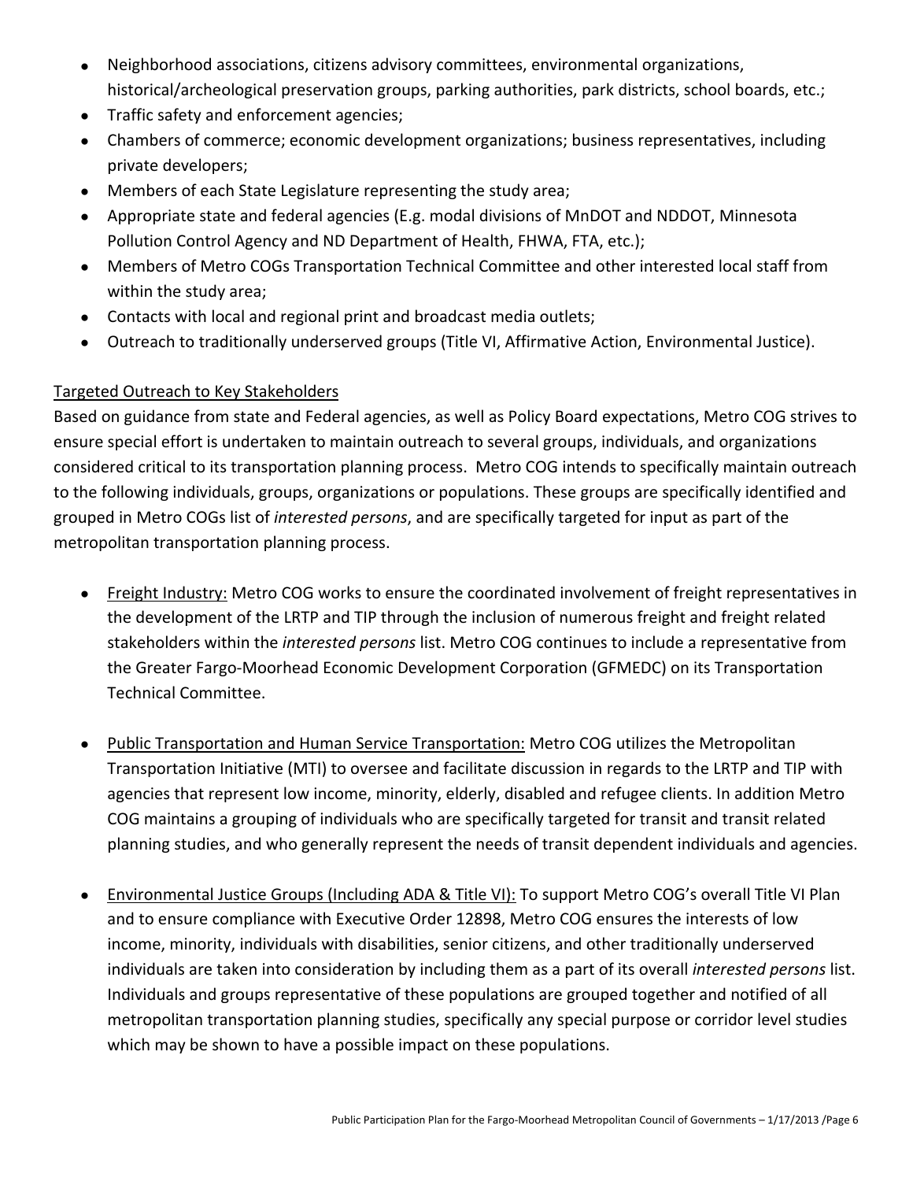- Neighborhood associations, citizens advisory committees, environmental organizations, historical/archeological preservation groups, parking authorities, park districts, school boards, etc.;
- Traffic safety and enforcement agencies;
- Chambers of commerce; economic development organizations; business representatives, including private developers;
- Members of each State Legislature representing the study area;
- Appropriate state and federal agencies (E.g. modal divisions of MnDOT and NDDOT, Minnesota Pollution Control Agency and ND Department of Health, FHWA, FTA, etc.);
- Members of Metro COGs Transportation Technical Committee and other interested local staff from within the study area;
- Contacts with local and regional print and broadcast media outlets;
- Outreach to traditionally underserved groups (Title VI, Affirmative Action, Environmental Justice).

Targeted Outreach to Key Stakeholders

Based on guidance from state and Federal agencies, as well as Policy Board expectations, Metro COG strives to ensure special effort is undertaken to maintain outreach to several groups, individuals, and organizations considered critical to its transportation planning process. Metro COG intends to specifically maintain outreach to the following individuals, groups, organizations or populations. These groups are specifically identified and grouped in Metro COGs list of *interested persons*, and are specifically targeted for input as part of the metropolitan transportation planning process.

- Freight Industry: Metro COG works to ensure the coordinated involvement of freight representatives in the development of the LRTP and TIP through the inclusion of numerous freight and freight related stakeholders within the *interested persons* list. Metro COG continues to include a representative from the Greater Fargo-Moorhead Economic Development Corporation (GFMEDC) on its Transportation Technical Committee.

- Public Transportation and Human Service Transportation: Metro COG utilizes the Metropolitan Transportation Initiative (MTI) to oversee and facilitate discussion in regards to the LRTP and TIP with agencies that represent low income, minority, elderly, disabled and refugee clients. In addition Metro COG maintains a grouping of individuals who are specifically targeted for transit and transit related planning studies, and who generally represent the needs of transit dependent individuals and agencies.

- Environmental Justice Groups (Including ADA & Title VI): To support Metro COG's overall Title VI Plan and to ensure compliance with Executive Order 12898, Metro COG ensures the interests of low income, minority, individuals with disabilities, senior citizens, and other traditionally underserved individuals are taken into consideration by including them as a part of its overall *interested persons* list. Individuals and groups representative of these populations are grouped together and notified of all metropolitan transportation planning studies, specifically any special purpose or corridor level studies which may be shown to have a possible impact on these populations.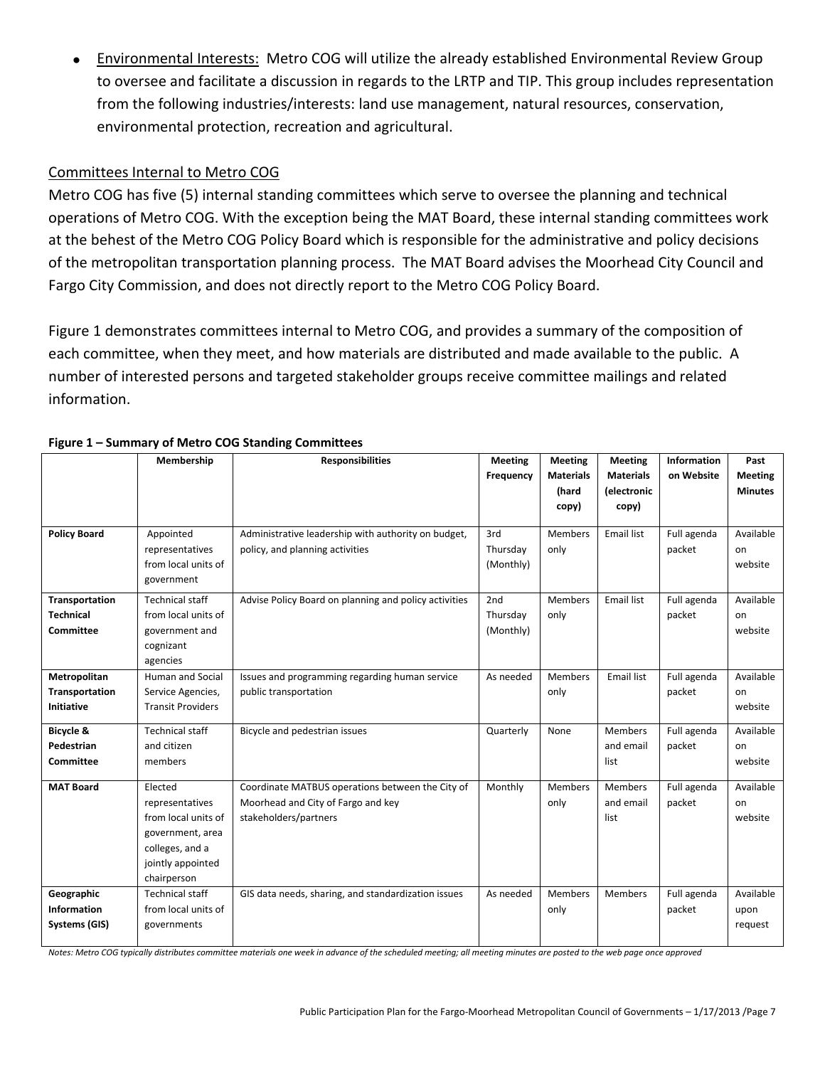- Environmental Interests: Metro COG will utilize the already established Environmental Review Group to oversee and facilitate a discussion in regards to the LRTP and TIP. This group includes representation from the following industries/interests: land use management, natural resources, conservation, environmental protection, recreation and agricultural.

## Committees Internal to Metro COG

Metro COG has five (5) internal standing committees which serve to oversee the planning and technical operations of Metro COG. With the exception being the MAT Board, these internal standing committees work at the behest of the Metro COG Policy Board which is responsible for the administrative and policy decisions of the metropolitan transportation planning process. The MAT Board advises the Moorhead City Council and Fargo City Commission, and does not directly report to the Metro COG Policy Board.

Figure 1 demonstrates committees internal to Metro COG, and provides a summary of the composition of each committee, when they meet, and how materials are distributed and made available to the public. A number of interested persons and targeted stakeholder groups receive committee mailings and related information.

**Figure 1 – Summary of Metro COG Standing Committees**

| | Membership | Responsibilities | Meeting Frequency | Meeting Materials (hard copy) | Meeting Materials (electronic copy) | Information on Website | Past Meeting Minutes |
|---|---|---|---|---|---|---|---|
| **Policy Board** | Appointed representatives from local units of government | Administrative leadership with authority on budget, policy, and planning activities | 3rd Thursday (Monthly) | Members only | Email list | Full agenda packet | Available on website |
| **Transportation Technical Committee** | Technical staff from local units of government and cognizant agencies | Advise Policy Board on planning and policy activities | 2nd Thursday (Monthly) | Members only | Email list | Full agenda packet | Available on website |
| **Metropolitan Transportation Initiative** | Human and Social Service Agencies, Transit Providers | Issues and programming regarding human service public transportation | As needed | Members only | Email list | Full agenda packet | Available on website |
| **Bicycle & Pedestrian Committee** | Technical staff and citizen members | Bicycle and pedestrian issues | Quarterly | None | Members and email list | Full agenda packet | Available on website |
| **MAT Board** | Elected representatives from local units of government, area colleges, and a jointly appointed chairperson | Coordinate MATBUS operations between the City of Moorhead and City of Fargo and key stakeholders/partners | Monthly | Members only | Members and email list | Full agenda packet | Available on website |
| **Geographic Information Systems (GIS)** | Technical staff from local units of governments | GIS data needs, sharing, and standardization issues | As needed | Members only | Members | Full agenda packet | Available upon request |

*Notes: Metro COG typically distributes committee materials one week in advance of the scheduled meeting; all meeting minutes are posted to the web page once approved*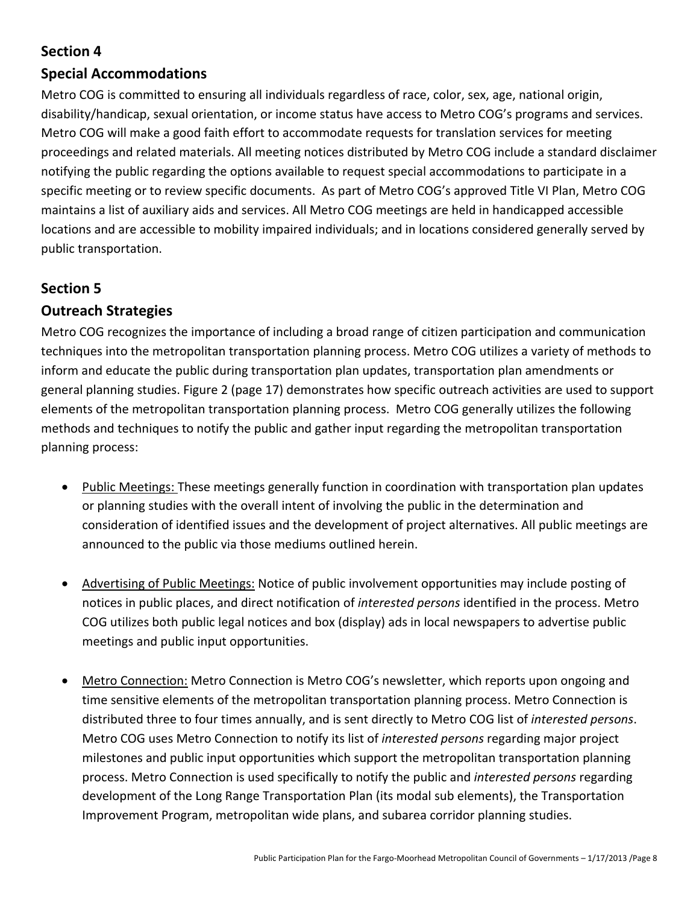## Section 4

## Special Accommodations

Metro COG is committed to ensuring all individuals regardless of race, color, sex, age, national origin, disability/handicap, sexual orientation, or income status have access to Metro COG's programs and services. Metro COG will make a good faith effort to accommodate requests for translation services for meeting proceedings and related materials. All meeting notices distributed by Metro COG include a standard disclaimer notifying the public regarding the options available to request special accommodations to participate in a specific meeting or to review specific documents. As part of Metro COG's approved Title VI Plan, Metro COG maintains a list of auxiliary aids and services. All Metro COG meetings are held in handicapped accessible locations and are accessible to mobility impaired individuals; and in locations considered generally served by public transportation.

## Section 5

## Outreach Strategies

Metro COG recognizes the importance of including a broad range of citizen participation and communication techniques into the metropolitan transportation planning process. Metro COG utilizes a variety of methods to inform and educate the public during transportation plan updates, transportation plan amendments or general planning studies. Figure 2 (page 17) demonstrates how specific outreach activities are used to support elements of the metropolitan transportation planning process. Metro COG generally utilizes the following methods and techniques to notify the public and gather input regarding the metropolitan transportation planning process:

- Public Meetings: These meetings generally function in coordination with transportation plan updates or planning studies with the overall intent of involving the public in the determination and consideration of identified issues and the development of project alternatives. All public meetings are announced to the public via those mediums outlined herein.

- Advertising of Public Meetings: Notice of public involvement opportunities may include posting of notices in public places, and direct notification of *interested persons* identified in the process. Metro COG utilizes both public legal notices and box (display) ads in local newspapers to advertise public meetings and public input opportunities.

- Metro Connection: Metro Connection is Metro COG's newsletter, which reports upon ongoing and time sensitive elements of the metropolitan transportation planning process. Metro Connection is distributed three to four times annually, and is sent directly to Metro COG list of *interested persons*. Metro COG uses Metro Connection to notify its list of *interested persons* regarding major project milestones and public input opportunities which support the metropolitan transportation planning process. Metro Connection is used specifically to notify the public and *interested persons* regarding development of the Long Range Transportation Plan (its modal sub elements), the Transportation Improvement Program, metropolitan wide plans, and subarea corridor planning studies.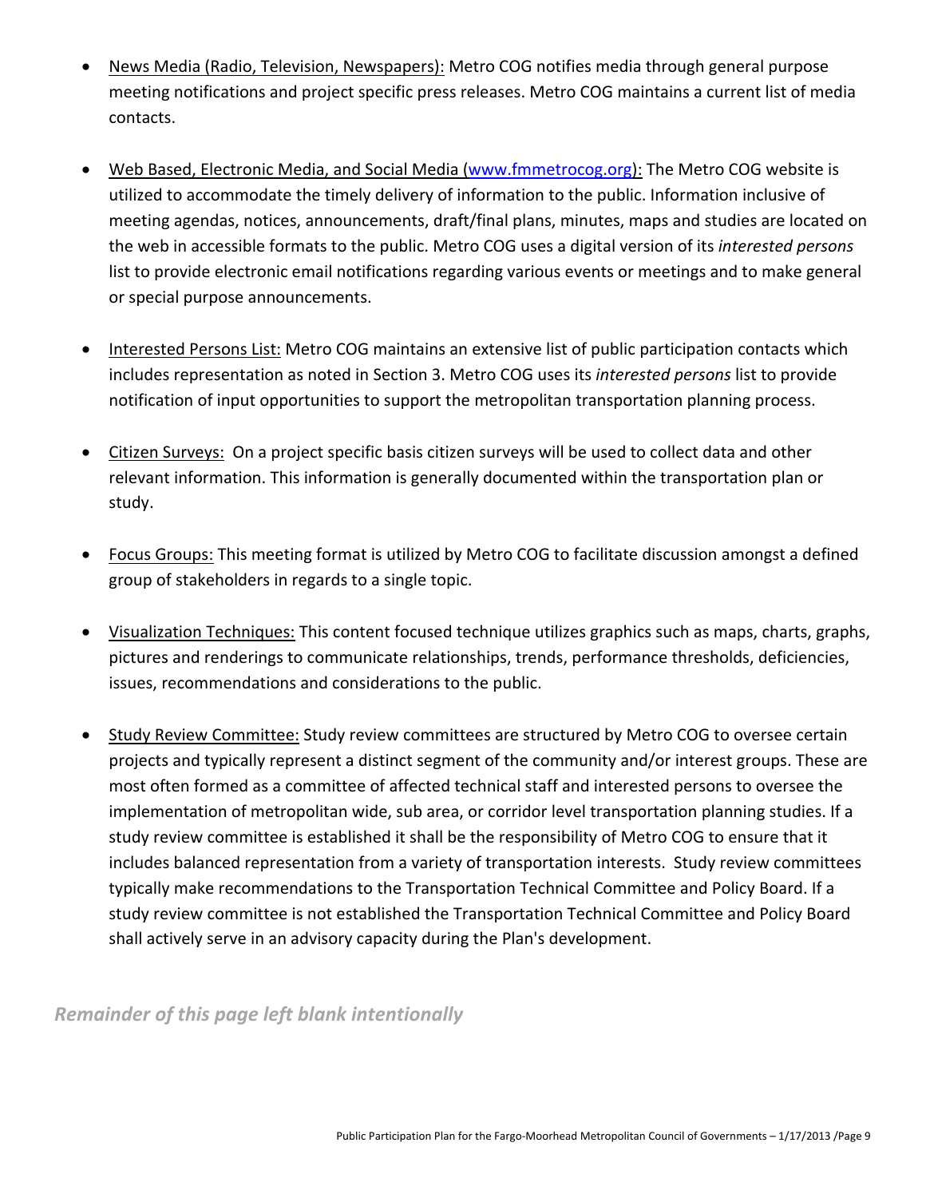- <u>News Media (Radio, Television, Newspapers):</u> Metro COG notifies media through general purpose meeting notifications and project specific press releases. Metro COG maintains a current list of media contacts.

- <u>Web Based, Electronic Media, and Social Media (www.fmmetrocog.org):</u> The Metro COG website is utilized to accommodate the timely delivery of information to the public. Information inclusive of meeting agendas, notices, announcements, draft/final plans, minutes, maps and studies are located on the web in accessible formats to the public. Metro COG uses a digital version of its *interested persons* list to provide electronic email notifications regarding various events or meetings and to make general or special purpose announcements.

- <u>Interested Persons List:</u> Metro COG maintains an extensive list of public participation contacts which includes representation as noted in Section 3. Metro COG uses its *interested persons* list to provide notification of input opportunities to support the metropolitan transportation planning process.

- <u>Citizen Surveys:</u> On a project specific basis citizen surveys will be used to collect data and other relevant information. This information is generally documented within the transportation plan or study.

- <u>Focus Groups:</u> This meeting format is utilized by Metro COG to facilitate discussion amongst a defined group of stakeholders in regards to a single topic.

- <u>Visualization Techniques:</u> This content focused technique utilizes graphics such as maps, charts, graphs, pictures and renderings to communicate relationships, trends, performance thresholds, deficiencies, issues, recommendations and considerations to the public.

- <u>Study Review Committee:</u> Study review committees are structured by Metro COG to oversee certain projects and typically represent a distinct segment of the community and/or interest groups. These are most often formed as a committee of affected technical staff and interested persons to oversee the implementation of metropolitan wide, sub area, or corridor level transportation planning studies. If a study review committee is established it shall be the responsibility of Metro COG to ensure that it includes balanced representation from a variety of transportation interests. Study review committees typically make recommendations to the Transportation Technical Committee and Policy Board. If a study review committee is not established the Transportation Technical Committee and Policy Board shall actively serve in an advisory capacity during the Plan's development.

***Remainder of this page left blank intentionally***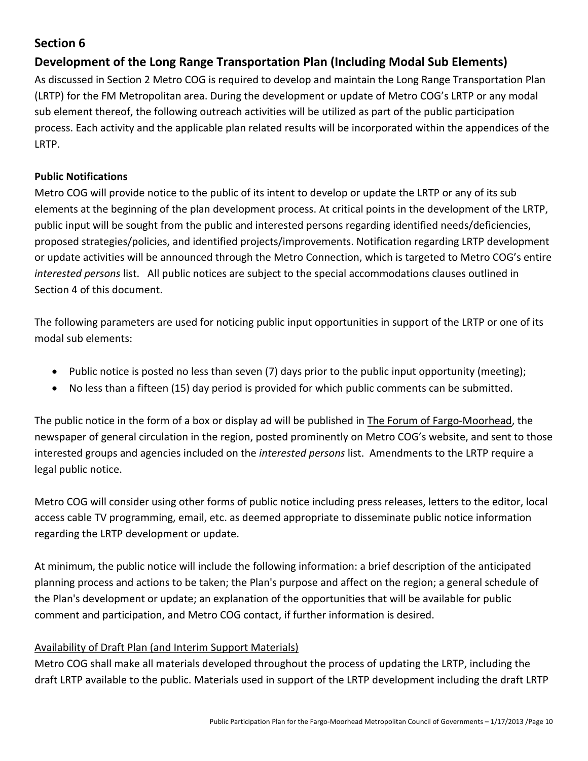## Section 6

## Development of the Long Range Transportation Plan (Including Modal Sub Elements)

As discussed in Section 2 Metro COG is required to develop and maintain the Long Range Transportation Plan (LRTP) for the FM Metropolitan area. During the development or update of Metro COG's LRTP or any modal sub element thereof, the following outreach activities will be utilized as part of the public participation process. Each activity and the applicable plan related results will be incorporated within the appendices of the LRTP.

### Public Notifications

Metro COG will provide notice to the public of its intent to develop or update the LRTP or any of its sub elements at the beginning of the plan development process. At critical points in the development of the LRTP, public input will be sought from the public and interested persons regarding identified needs/deficiencies, proposed strategies/policies, and identified projects/improvements. Notification regarding LRTP development or update activities will be announced through the Metro Connection, which is targeted to Metro COG's entire *interested persons* list. All public notices are subject to the special accommodations clauses outlined in Section 4 of this document.

The following parameters are used for noticing public input opportunities in support of the LRTP or one of its modal sub elements:

- Public notice is posted no less than seven (7) days prior to the public input opportunity (meeting);
- No less than a fifteen (15) day period is provided for which public comments can be submitted.

The public notice in the form of a box or display ad will be published in The Forum of Fargo-Moorhead, the newspaper of general circulation in the region, posted prominently on Metro COG's website, and sent to those interested groups and agencies included on the *interested persons* list. Amendments to the LRTP require a legal public notice.

Metro COG will consider using other forms of public notice including press releases, letters to the editor, local access cable TV programming, email, etc. as deemed appropriate to disseminate public notice information regarding the LRTP development or update.

At minimum, the public notice will include the following information: a brief description of the anticipated planning process and actions to be taken; the Plan's purpose and affect on the region; a general schedule of the Plan's development or update; an explanation of the opportunities that will be available for public comment and participation, and Metro COG contact, if further information is desired.

Availability of Draft Plan (and Interim Support Materials)

Metro COG shall make all materials developed throughout the process of updating the LRTP, including the draft LRTP available to the public. Materials used in support of the LRTP development including the draft LRTP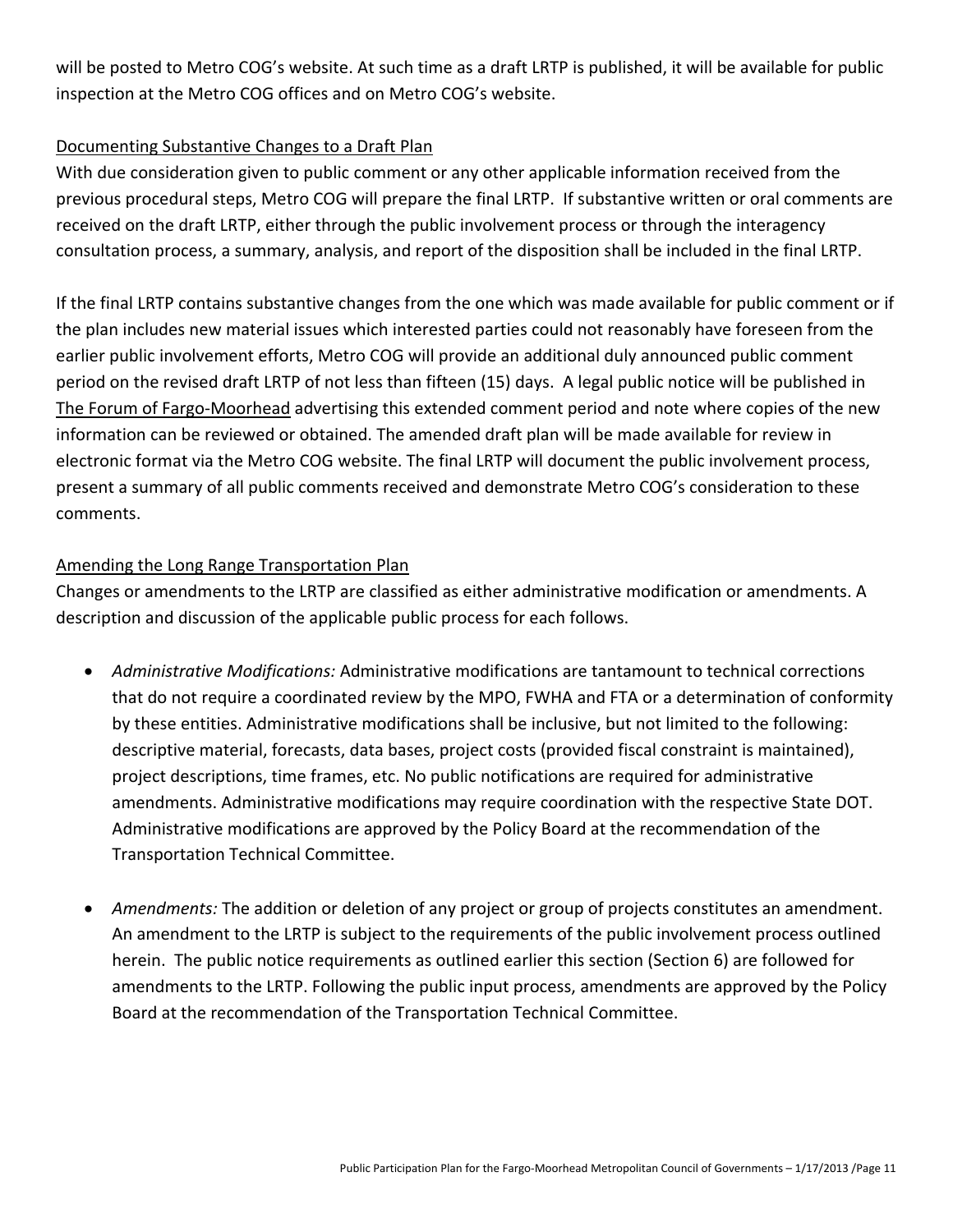will be posted to Metro COG's website. At such time as a draft LRTP is published, it will be available for public inspection at the Metro COG offices and on Metro COG's website.

### Documenting Substantive Changes to a Draft Plan

With due consideration given to public comment or any other applicable information received from the previous procedural steps, Metro COG will prepare the final LRTP. If substantive written or oral comments are received on the draft LRTP, either through the public involvement process or through the interagency consultation process, a summary, analysis, and report of the disposition shall be included in the final LRTP.

If the final LRTP contains substantive changes from the one which was made available for public comment or if the plan includes new material issues which interested parties could not reasonably have foreseen from the earlier public involvement efforts, Metro COG will provide an additional duly announced public comment period on the revised draft LRTP of not less than fifteen (15) days. A legal public notice will be published in The Forum of Fargo-Moorhead advertising this extended comment period and note where copies of the new information can be reviewed or obtained. The amended draft plan will be made available for review in electronic format via the Metro COG website. The final LRTP will document the public involvement process, present a summary of all public comments received and demonstrate Metro COG's consideration to these comments.

### Amending the Long Range Transportation Plan

Changes or amendments to the LRTP are classified as either administrative modification or amendments. A description and discussion of the applicable public process for each follows.

- *Administrative Modifications:* Administrative modifications are tantamount to technical corrections that do not require a coordinated review by the MPO, FWHA and FTA or a determination of conformity by these entities. Administrative modifications shall be inclusive, but not limited to the following: descriptive material, forecasts, data bases, project costs (provided fiscal constraint is maintained), project descriptions, time frames, etc. No public notifications are required for administrative amendments. Administrative modifications may require coordination with the respective State DOT. Administrative modifications are approved by the Policy Board at the recommendation of the Transportation Technical Committee.

- *Amendments:* The addition or deletion of any project or group of projects constitutes an amendment. An amendment to the LRTP is subject to the requirements of the public involvement process outlined herein. The public notice requirements as outlined earlier this section (Section 6) are followed for amendments to the LRTP. Following the public input process, amendments are approved by the Policy Board at the recommendation of the Transportation Technical Committee.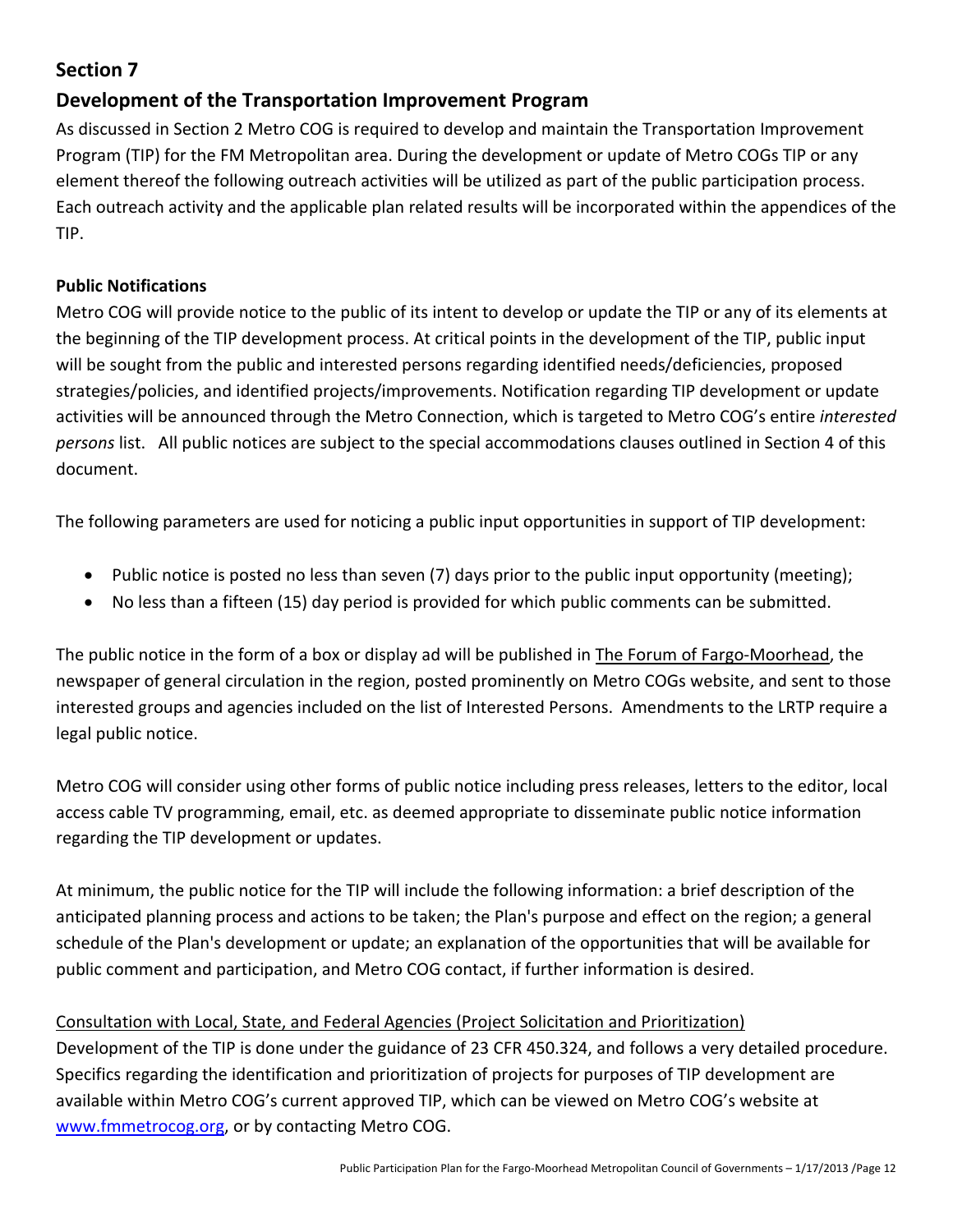## Section 7

## Development of the Transportation Improvement Program

As discussed in Section 2 Metro COG is required to develop and maintain the Transportation Improvement Program (TIP) for the FM Metropolitan area. During the development or update of Metro COGs TIP or any element thereof the following outreach activities will be utilized as part of the public participation process. Each outreach activity and the applicable plan related results will be incorporated within the appendices of the TIP.

**Public Notifications**

Metro COG will provide notice to the public of its intent to develop or update the TIP or any of its elements at the beginning of the TIP development process. At critical points in the development of the TIP, public input will be sought from the public and interested persons regarding identified needs/deficiencies, proposed strategies/policies, and identified projects/improvements. Notification regarding TIP development or update activities will be announced through the Metro Connection, which is targeted to Metro COG's entire *interested persons* list. All public notices are subject to the special accommodations clauses outlined in Section 4 of this document.

The following parameters are used for noticing a public input opportunities in support of TIP development:

- Public notice is posted no less than seven (7) days prior to the public input opportunity (meeting);
- No less than a fifteen (15) day period is provided for which public comments can be submitted.

The public notice in the form of a box or display ad will be published in <u>The Forum of Fargo-Moorhead</u>, the newspaper of general circulation in the region, posted prominently on Metro COGs website, and sent to those interested groups and agencies included on the list of Interested Persons. Amendments to the LRTP require a legal public notice.

Metro COG will consider using other forms of public notice including press releases, letters to the editor, local access cable TV programming, email, etc. as deemed appropriate to disseminate public notice information regarding the TIP development or updates.

At minimum, the public notice for the TIP will include the following information: a brief description of the anticipated planning process and actions to be taken; the Plan's purpose and effect on the region; a general schedule of the Plan's development or update; an explanation of the opportunities that will be available for public comment and participation, and Metro COG contact, if further information is desired.

<u>Consultation with Local, State, and Federal Agencies (Project Solicitation and Prioritization)</u>

Development of the TIP is done under the guidance of 23 CFR 450.324, and follows a very detailed procedure. Specifics regarding the identification and prioritization of projects for purposes of TIP development are available within Metro COG's current approved TIP, which can be viewed on Metro COG's website at www.fmmetrocog.org, or by contacting Metro COG.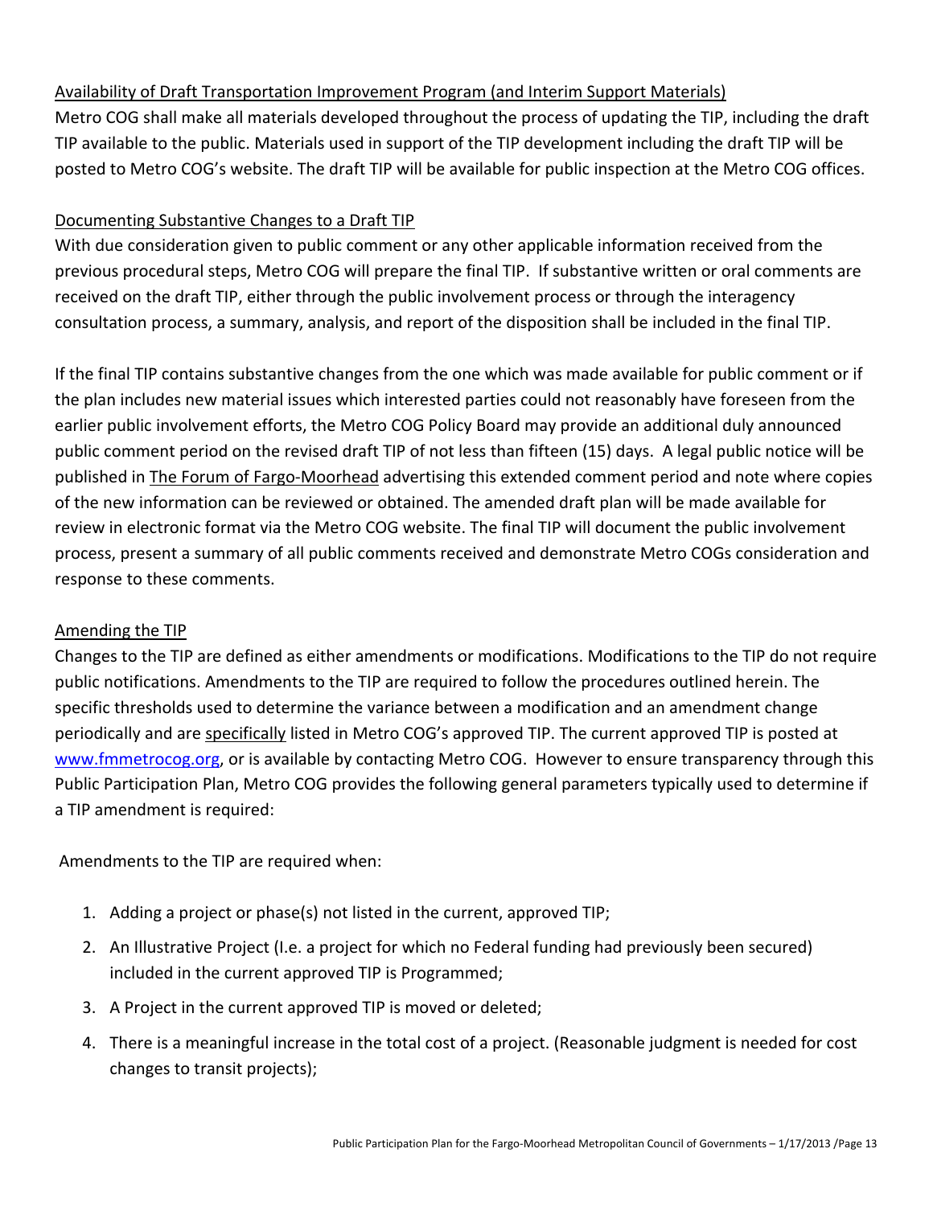<u>Availability of Draft Transportation Improvement Program (and Interim Support Materials)</u>

Metro COG shall make all materials developed throughout the process of updating the TIP, including the draft TIP available to the public. Materials used in support of the TIP development including the draft TIP will be posted to Metro COG's website. The draft TIP will be available for public inspection at the Metro COG offices.

<u>Documenting Substantive Changes to a Draft TIP</u>

With due consideration given to public comment or any other applicable information received from the previous procedural steps, Metro COG will prepare the final TIP. If substantive written or oral comments are received on the draft TIP, either through the public involvement process or through the interagency consultation process, a summary, analysis, and report of the disposition shall be included in the final TIP.

If the final TIP contains substantive changes from the one which was made available for public comment or if the plan includes new material issues which interested parties could not reasonably have foreseen from the earlier public involvement efforts, the Metro COG Policy Board may provide an additional duly announced public comment period on the revised draft TIP of not less than fifteen (15) days. A legal public notice will be published in <u>The Forum of Fargo-Moorhead</u> advertising this extended comment period and note where copies of the new information can be reviewed or obtained. The amended draft plan will be made available for review in electronic format via the Metro COG website. The final TIP will document the public involvement process, present a summary of all public comments received and demonstrate Metro COGs consideration and response to these comments.

<u>Amending the TIP</u>

Changes to the TIP are defined as either amendments or modifications. Modifications to the TIP do not require public notifications. Amendments to the TIP are required to follow the procedures outlined herein. The specific thresholds used to determine the variance between a modification and an amendment change periodically and are <u>specifically</u> listed in Metro COG's approved TIP. The current approved TIP is posted at www.fmmetrocog.org, or is available by contacting Metro COG. However to ensure transparency through this Public Participation Plan, Metro COG provides the following general parameters typically used to determine if a TIP amendment is required:

Amendments to the TIP are required when:

1. Adding a project or phase(s) not listed in the current, approved TIP;
2. An Illustrative Project (I.e. a project for which no Federal funding had previously been secured) included in the current approved TIP is Programmed;
3. A Project in the current approved TIP is moved or deleted;
4. There is a meaningful increase in the total cost of a project. (Reasonable judgment is needed for cost changes to transit projects);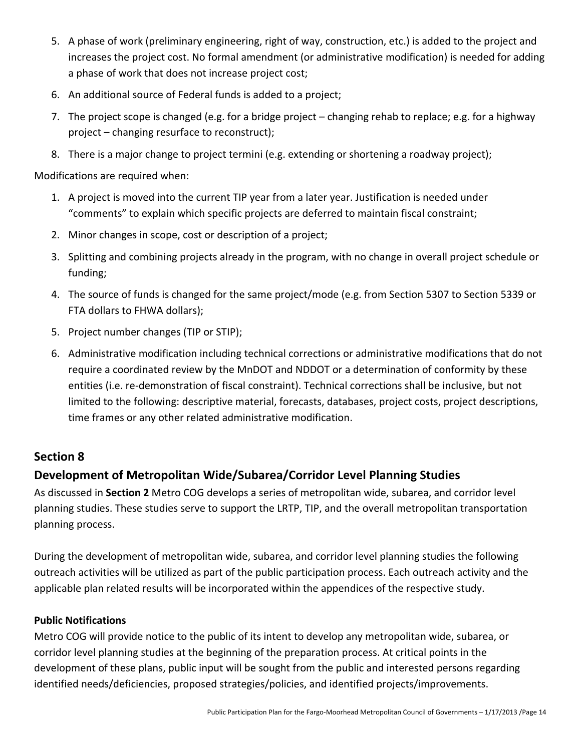5. A phase of work (preliminary engineering, right of way, construction, etc.) is added to the project and increases the project cost. No formal amendment (or administrative modification) is needed for adding a phase of work that does not increase project cost;
6. An additional source of Federal funds is added to a project;
7. The project scope is changed (e.g. for a bridge project – changing rehab to replace; e.g. for a highway project – changing resurface to reconstruct);
8. There is a major change to project termini (e.g. extending or shortening a roadway project);

Modifications are required when:

1. A project is moved into the current TIP year from a later year. Justification is needed under "comments" to explain which specific projects are deferred to maintain fiscal constraint;
2. Minor changes in scope, cost or description of a project;
3. Splitting and combining projects already in the program, with no change in overall project schedule or funding;
4. The source of funds is changed for the same project/mode (e.g. from Section 5307 to Section 5339 or FTA dollars to FHWA dollars);
5. Project number changes (TIP or STIP);
6. Administrative modification including technical corrections or administrative modifications that do not require a coordinated review by the MnDOT and NDDOT or a determination of conformity by these entities (i.e. re-demonstration of fiscal constraint). Technical corrections shall be inclusive, but not limited to the following: descriptive material, forecasts, databases, project costs, project descriptions, time frames or any other related administrative modification.

## Section 8

## Development of Metropolitan Wide/Subarea/Corridor Level Planning Studies

As discussed in **Section 2** Metro COG develops a series of metropolitan wide, subarea, and corridor level planning studies. These studies serve to support the LRTP, TIP, and the overall metropolitan transportation planning process.

During the development of metropolitan wide, subarea, and corridor level planning studies the following outreach activities will be utilized as part of the public participation process. Each outreach activity and the applicable plan related results will be incorporated within the appendices of the respective study.

**Public Notifications**

Metro COG will provide notice to the public of its intent to develop any metropolitan wide, subarea, or corridor level planning studies at the beginning of the preparation process. At critical points in the development of these plans, public input will be sought from the public and interested persons regarding identified needs/deficiencies, proposed strategies/policies, and identified projects/improvements.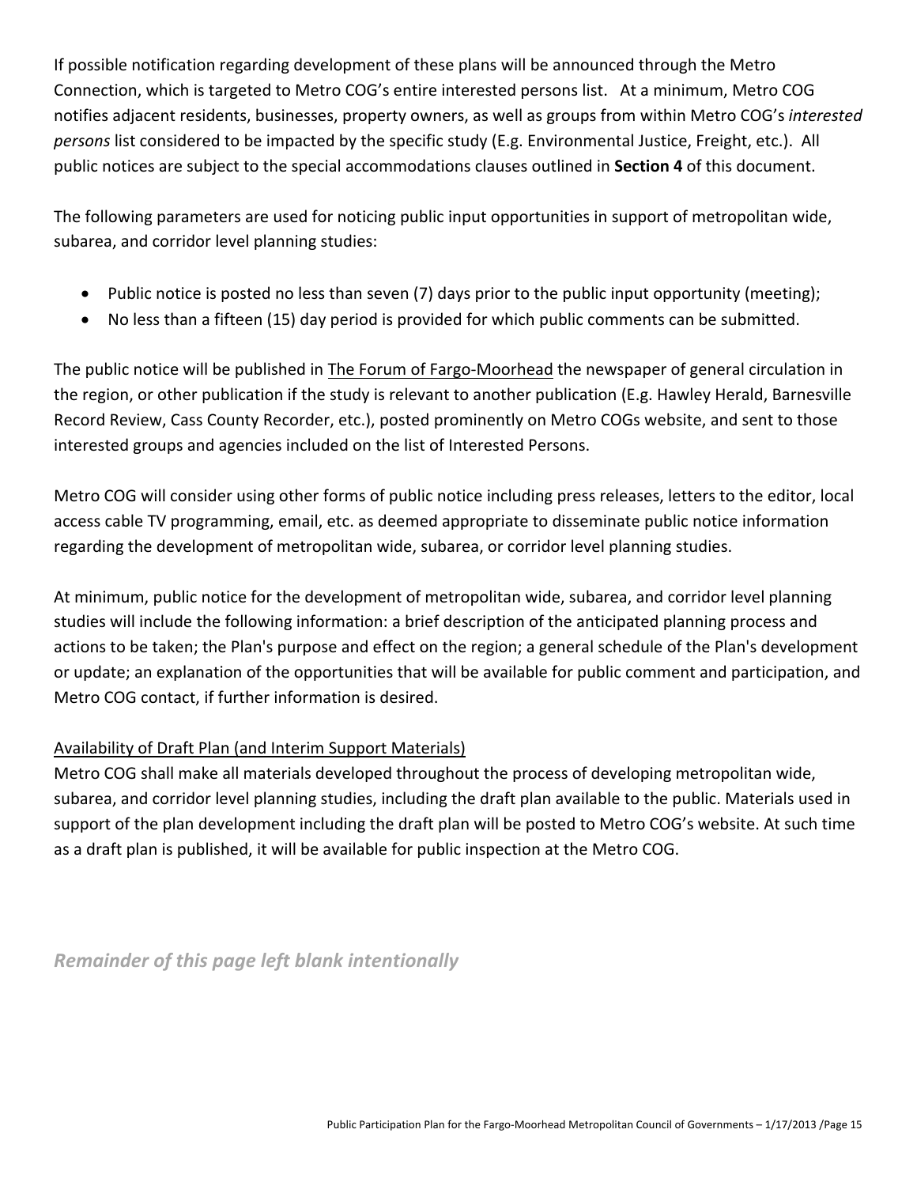If possible notification regarding development of these plans will be announced through the Metro Connection, which is targeted to Metro COG's entire interested persons list. At a minimum, Metro COG notifies adjacent residents, businesses, property owners, as well as groups from within Metro COG's *interested persons* list considered to be impacted by the specific study (E.g. Environmental Justice, Freight, etc.). All public notices are subject to the special accommodations clauses outlined in **Section 4** of this document.

The following parameters are used for noticing public input opportunities in support of metropolitan wide, subarea, and corridor level planning studies:

- Public notice is posted no less than seven (7) days prior to the public input opportunity (meeting);
- No less than a fifteen (15) day period is provided for which public comments can be submitted.

The public notice will be published in The Forum of Fargo-Moorhead the newspaper of general circulation in the region, or other publication if the study is relevant to another publication (E.g. Hawley Herald, Barnesville Record Review, Cass County Recorder, etc.), posted prominently on Metro COGs website, and sent to those interested groups and agencies included on the list of Interested Persons.

Metro COG will consider using other forms of public notice including press releases, letters to the editor, local access cable TV programming, email, etc. as deemed appropriate to disseminate public notice information regarding the development of metropolitan wide, subarea, or corridor level planning studies.

At minimum, public notice for the development of metropolitan wide, subarea, and corridor level planning studies will include the following information: a brief description of the anticipated planning process and actions to be taken; the Plan's purpose and effect on the region; a general schedule of the Plan's development or update; an explanation of the opportunities that will be available for public comment and participation, and Metro COG contact, if further information is desired.

Availability of Draft Plan (and Interim Support Materials)

Metro COG shall make all materials developed throughout the process of developing metropolitan wide, subarea, and corridor level planning studies, including the draft plan available to the public. Materials used in support of the plan development including the draft plan will be posted to Metro COG's website. At such time as a draft plan is published, it will be available for public inspection at the Metro COG.

***Remainder of this page left blank intentionally***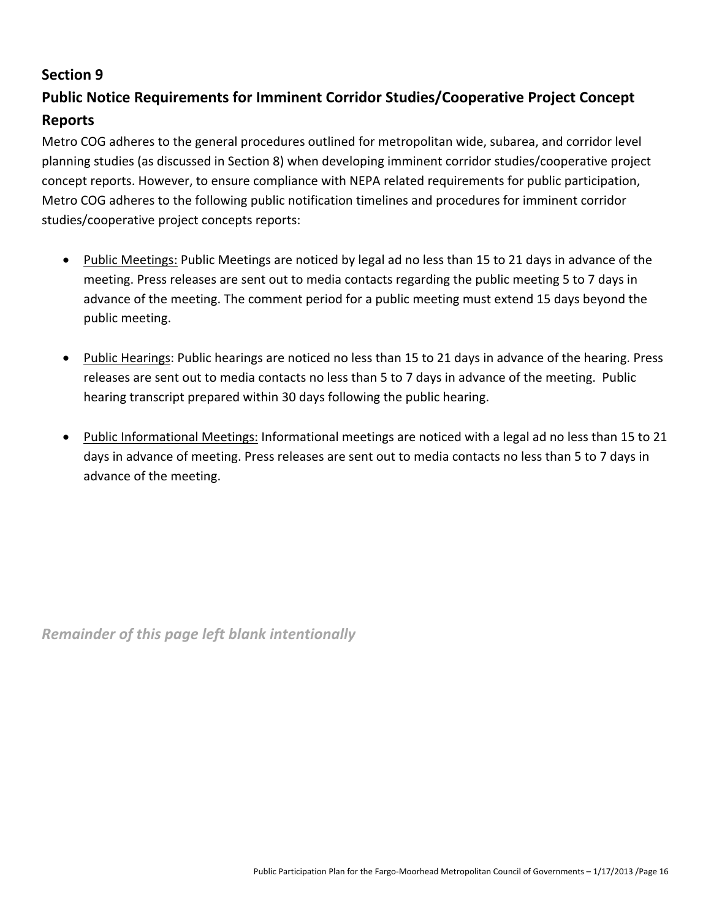## Section 9

## Public Notice Requirements for Imminent Corridor Studies/Cooperative Project Concept Reports

Metro COG adheres to the general procedures outlined for metropolitan wide, subarea, and corridor level planning studies (as discussed in Section 8) when developing imminent corridor studies/cooperative project concept reports. However, to ensure compliance with NEPA related requirements for public participation, Metro COG adheres to the following public notification timelines and procedures for imminent corridor studies/cooperative project concepts reports:

- Public Meetings: Public Meetings are noticed by legal ad no less than 15 to 21 days in advance of the meeting. Press releases are sent out to media contacts regarding the public meeting 5 to 7 days in advance of the meeting. The comment period for a public meeting must extend 15 days beyond the public meeting.

- Public Hearings: Public hearings are noticed no less than 15 to 21 days in advance of the hearing. Press releases are sent out to media contacts no less than 5 to 7 days in advance of the meeting. Public hearing transcript prepared within 30 days following the public hearing.

- Public Informational Meetings: Informational meetings are noticed with a legal ad no less than 15 to 21 days in advance of meeting. Press releases are sent out to media contacts no less than 5 to 7 days in advance of the meeting.

***Remainder of this page left blank intentionally***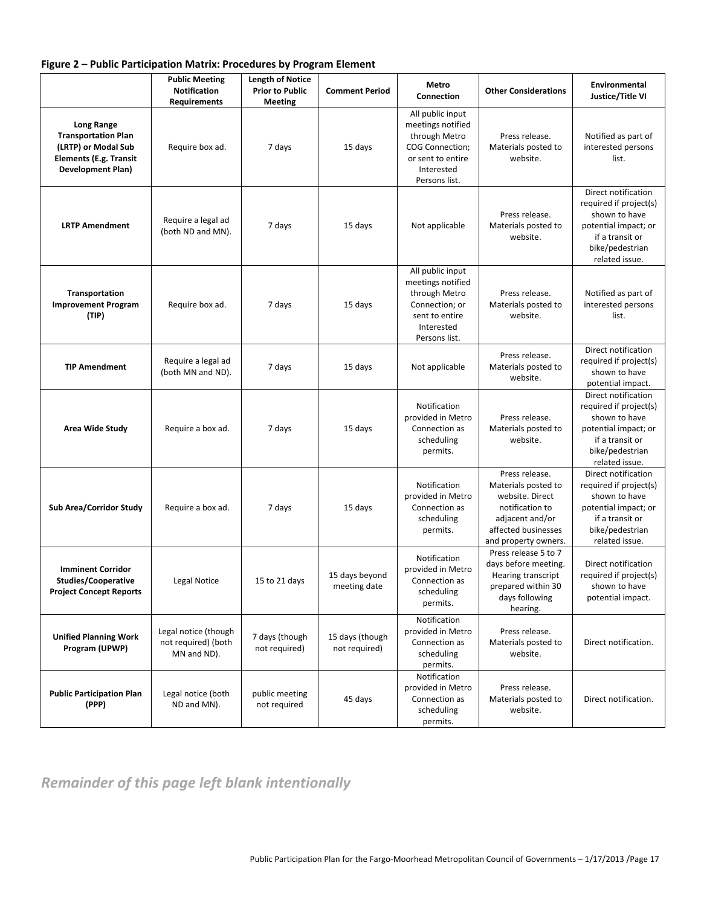**Figure 2 – Public Participation Matrix: Procedures by Program Element**

| | Public Meeting Notification Requirements | Length of Notice Prior to Public Meeting | Comment Period | Metro Connection | Other Considerations | Environmental Justice/Title VI |
|---|---|---|---|---|---|---|
| **Long Range Transportation Plan (LRTP) or Modal Sub Elements (E.g. Transit Development Plan)** | Require box ad. | 7 days | 15 days | All public input meetings notified through Metro COG Connection; or sent to entire Interested Persons list. | Press release. Materials posted to website. | Notified as part of interested persons list. |
| **LRTP Amendment** | Require a legal ad (both ND and MN). | 7 days | 15 days | Not applicable | Press release. Materials posted to website. | Direct notification required if project(s) shown to have potential impact; or if a transit or bike/pedestrian related issue. |
| **Transportation Improvement Program (TIP)** | Require box ad. | 7 days | 15 days | All public input meetings notified through Metro Connection; or sent to entire Interested Persons list. | Press release. Materials posted to website. | Notified as part of interested persons list. |
| **TIP Amendment** | Require a legal ad (both MN and ND). | 7 days | 15 days | Not applicable | Press release. Materials posted to website. | Direct notification required if project(s) shown to have potential impact. |
| **Area Wide Study** | Require a box ad. | 7 days | 15 days | Notification provided in Metro Connection as scheduling permits. | Press release. Materials posted to website. | Direct notification required if project(s) shown to have potential impact; or if a transit or bike/pedestrian related issue. |
| **Sub Area/Corridor Study** | Require a box ad. | 7 days | 15 days | Notification provided in Metro Connection as scheduling permits. | Press release. Materials posted to website. Direct notification to adjacent and/or affected businesses and property owners. | Direct notification required if project(s) shown to have potential impact; or if a transit or bike/pedestrian related issue. |
| **Imminent Corridor Studies/Cooperative Project Concept Reports** | Legal Notice | 15 to 21 days | 15 days beyond meeting date | Notification provided in Metro Connection as scheduling permits. | Press release 5 to 7 days before meeting. Hearing transcript prepared within 30 days following hearing. | Direct notification required if project(s) shown to have potential impact. |
| **Unified Planning Work Program (UPWP)** | Legal notice (though not required) (both MN and ND). | 7 days (though not required) | 15 days (though not required) | Notification provided in Metro Connection as scheduling permits. | Press release. Materials posted to website. | Direct notification. |
| **Public Participation Plan (PPP)** | Legal notice (both ND and MN). | public meeting not required | 45 days | Notification provided in Metro Connection as scheduling permits. | Press release. Materials posted to website. | Direct notification. |

*Remainder of this page left blank intentionally*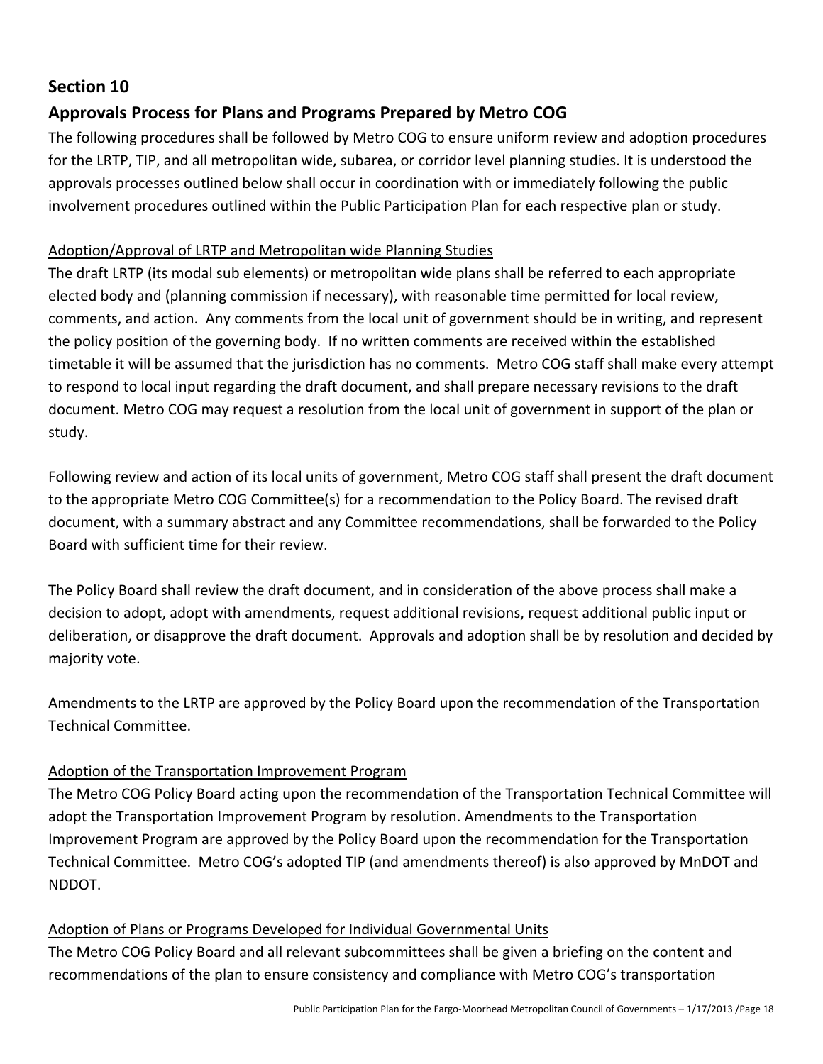## Section 10

## Approvals Process for Plans and Programs Prepared by Metro COG

The following procedures shall be followed by Metro COG to ensure uniform review and adoption procedures for the LRTP, TIP, and all metropolitan wide, subarea, or corridor level planning studies. It is understood the approvals processes outlined below shall occur in coordination with or immediately following the public involvement procedures outlined within the Public Participation Plan for each respective plan or study.

### Adoption/Approval of LRTP and Metropolitan wide Planning Studies

The draft LRTP (its modal sub elements) or metropolitan wide plans shall be referred to each appropriate elected body and (planning commission if necessary), with reasonable time permitted for local review, comments, and action. Any comments from the local unit of government should be in writing, and represent the policy position of the governing body. If no written comments are received within the established timetable it will be assumed that the jurisdiction has no comments. Metro COG staff shall make every attempt to respond to local input regarding the draft document, and shall prepare necessary revisions to the draft document. Metro COG may request a resolution from the local unit of government in support of the plan or study.

Following review and action of its local units of government, Metro COG staff shall present the draft document to the appropriate Metro COG Committee(s) for a recommendation to the Policy Board. The revised draft document, with a summary abstract and any Committee recommendations, shall be forwarded to the Policy Board with sufficient time for their review.

The Policy Board shall review the draft document, and in consideration of the above process shall make a decision to adopt, adopt with amendments, request additional revisions, request additional public input or deliberation, or disapprove the draft document. Approvals and adoption shall be by resolution and decided by majority vote.

Amendments to the LRTP are approved by the Policy Board upon the recommendation of the Transportation Technical Committee.

### Adoption of the Transportation Improvement Program

The Metro COG Policy Board acting upon the recommendation of the Transportation Technical Committee will adopt the Transportation Improvement Program by resolution. Amendments to the Transportation Improvement Program are approved by the Policy Board upon the recommendation for the Transportation Technical Committee. Metro COG's adopted TIP (and amendments thereof) is also approved by MnDOT and NDDOT.

### Adoption of Plans or Programs Developed for Individual Governmental Units

The Metro COG Policy Board and all relevant subcommittees shall be given a briefing on the content and recommendations of the plan to ensure consistency and compliance with Metro COG's transportation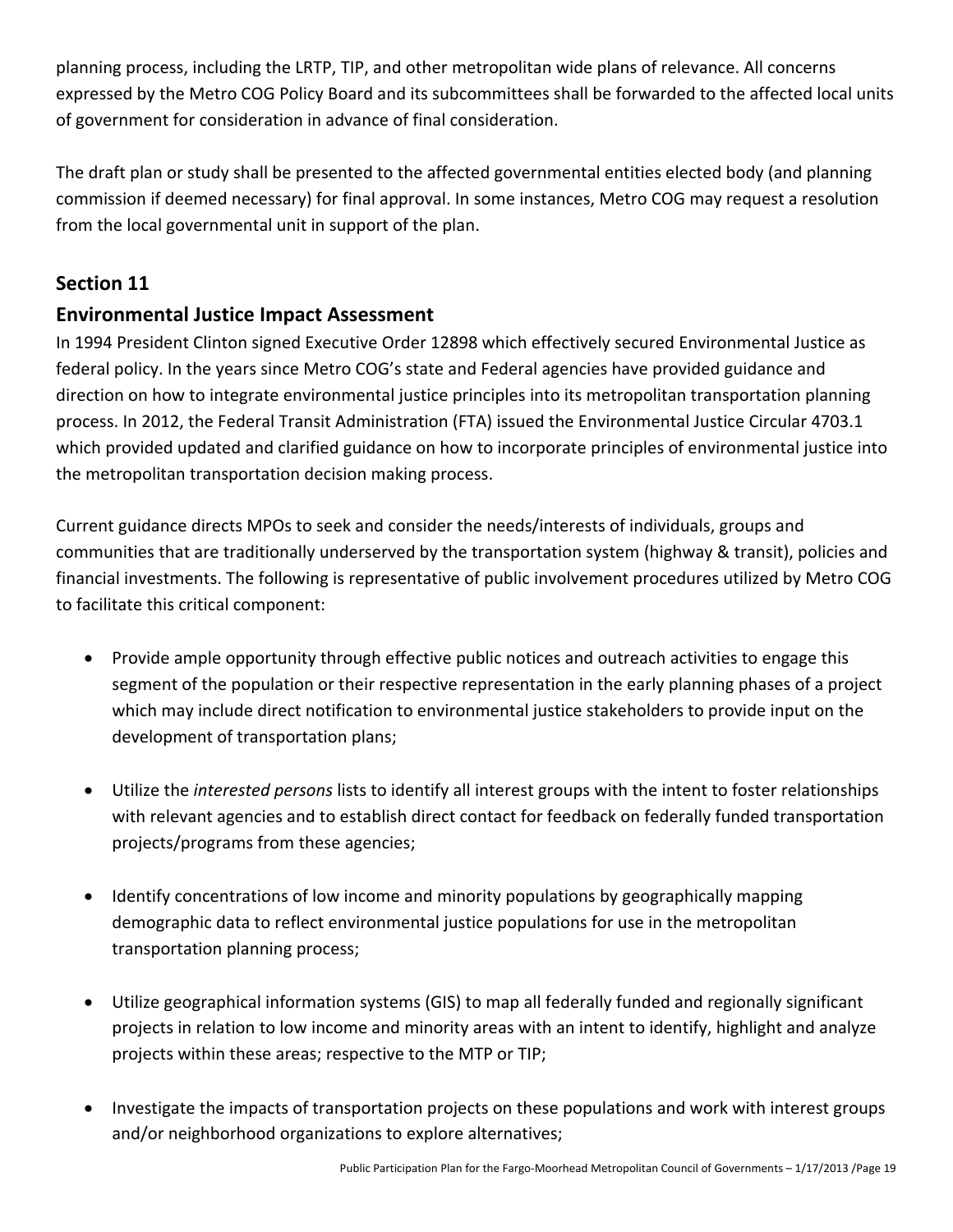planning process, including the LRTP, TIP, and other metropolitan wide plans of relevance. All concerns expressed by the Metro COG Policy Board and its subcommittees shall be forwarded to the affected local units of government for consideration in advance of final consideration.

The draft plan or study shall be presented to the affected governmental entities elected body (and planning commission if deemed necessary) for final approval. In some instances, Metro COG may request a resolution from the local governmental unit in support of the plan.

## Section 11

## Environmental Justice Impact Assessment

In 1994 President Clinton signed Executive Order 12898 which effectively secured Environmental Justice as federal policy. In the years since Metro COG's state and Federal agencies have provided guidance and direction on how to integrate environmental justice principles into its metropolitan transportation planning process. In 2012, the Federal Transit Administration (FTA) issued the Environmental Justice Circular 4703.1 which provided updated and clarified guidance on how to incorporate principles of environmental justice into the metropolitan transportation decision making process.

Current guidance directs MPOs to seek and consider the needs/interests of individuals, groups and communities that are traditionally underserved by the transportation system (highway & transit), policies and financial investments. The following is representative of public involvement procedures utilized by Metro COG to facilitate this critical component:

- Provide ample opportunity through effective public notices and outreach activities to engage this segment of the population or their respective representation in the early planning phases of a project which may include direct notification to environmental justice stakeholders to provide input on the development of transportation plans;

- Utilize the *interested persons* lists to identify all interest groups with the intent to foster relationships with relevant agencies and to establish direct contact for feedback on federally funded transportation projects/programs from these agencies;

- Identify concentrations of low income and minority populations by geographically mapping demographic data to reflect environmental justice populations for use in the metropolitan transportation planning process;

- Utilize geographical information systems (GIS) to map all federally funded and regionally significant projects in relation to low income and minority areas with an intent to identify, highlight and analyze projects within these areas; respective to the MTP or TIP;

- Investigate the impacts of transportation projects on these populations and work with interest groups and/or neighborhood organizations to explore alternatives;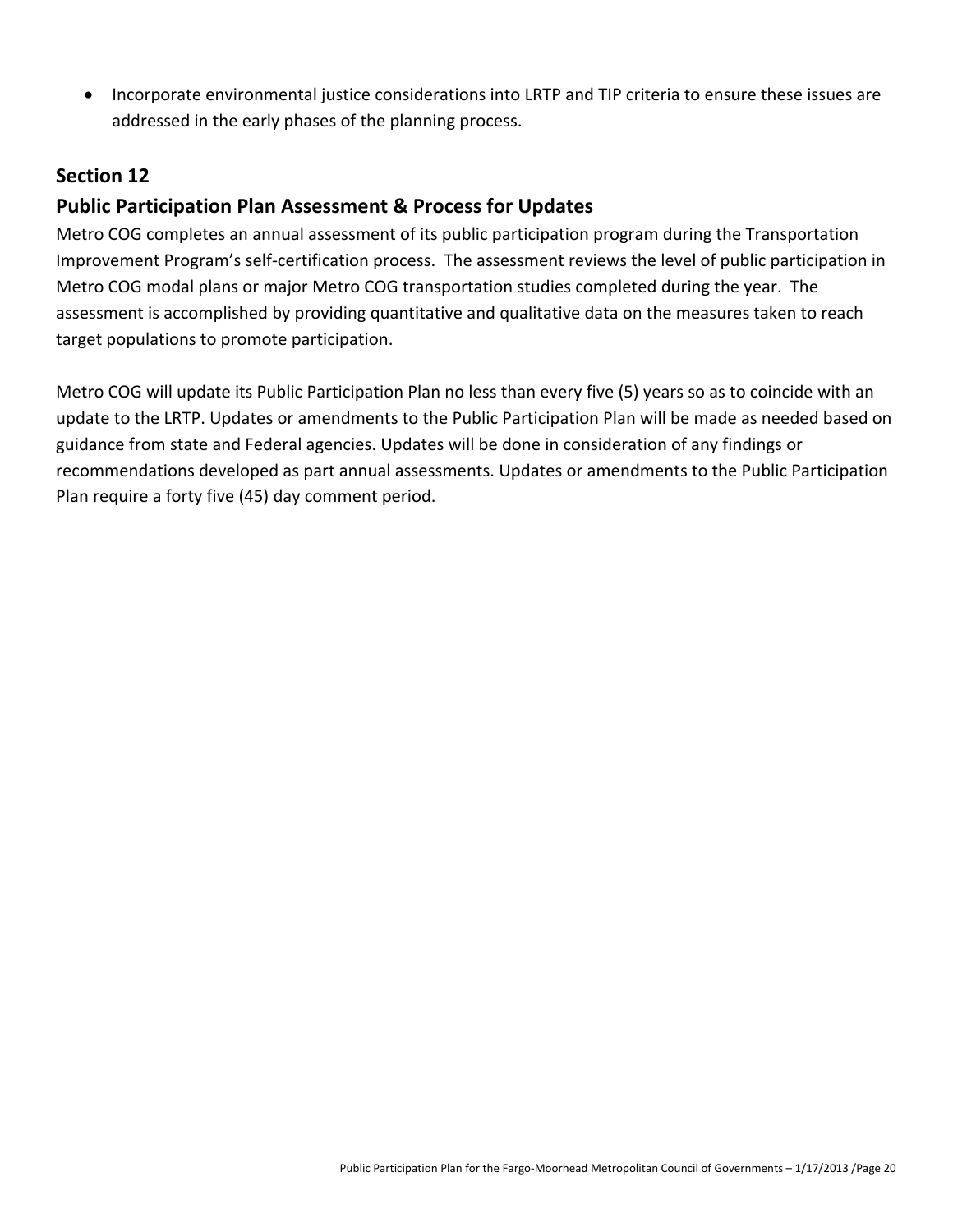- Incorporate environmental justice considerations into LRTP and TIP criteria to ensure these issues are addressed in the early phases of the planning process.

## Section 12

## Public Participation Plan Assessment & Process for Updates

Metro COG completes an annual assessment of its public participation program during the Transportation Improvement Program's self-certification process. The assessment reviews the level of public participation in Metro COG modal plans or major Metro COG transportation studies completed during the year. The assessment is accomplished by providing quantitative and qualitative data on the measures taken to reach target populations to promote participation.

Metro COG will update its Public Participation Plan no less than every five (5) years so as to coincide with an update to the LRTP. Updates or amendments to the Public Participation Plan will be made as needed based on guidance from state and Federal agencies. Updates will be done in consideration of any findings or recommendations developed as part annual assessments. Updates or amendments to the Public Participation Plan require a forty five (45) day comment period.